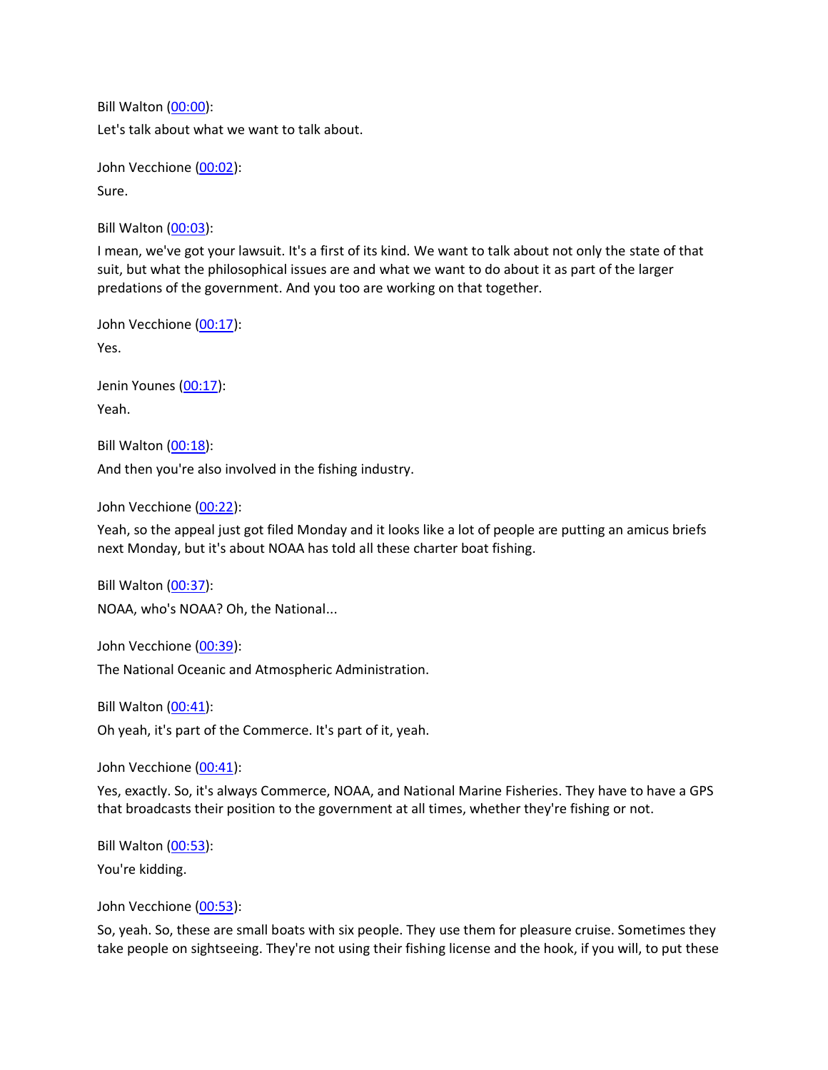Bill Walton ([00:00](#)):

Let's talk about what we want to talk about.

John Vecchione ([00:02](#)):

Sure.

Bill Walton ([00:03](#)):

I mean, we've got your lawsuit. It's a first of its kind. We want to talk about not only the state of that suit, but what the philosophical issues are and what we want to do about it as part of the larger predations of the government. And you too are working on that together.

John Vecchione ([00:17](#)):

Yes.

Jenin Younes ([00:17](#)):

Yeah.

Bill Walton ([00:18](#)):

And then you're also involved in the fishing industry.

John Vecchione ([00:22](#)):

Yeah, so the appeal just got filed Monday and it looks like a lot of people are putting an amicus briefs next Monday, but it's about NOAA has told all these charter boat fishing.

Bill Walton ([00:37](#)):

NOAA, who's NOAA? Oh, the National...

John Vecchione ([00:39](#)):

The National Oceanic and Atmospheric Administration.

Bill Walton ([00:41](#)):

Oh yeah, it's part of the Commerce. It's part of it, yeah.

John Vecchione ([00:41](#)):

Yes, exactly. So, it's always Commerce, NOAA, and National Marine Fisheries. They have to have a GPS that broadcasts their position to the government at all times, whether they're fishing or not.

Bill Walton ([00:53](#)):

You're kidding.

John Vecchione ([00:53](#)):

So, yeah. So, these are small boats with six people. They use them for pleasure cruise. Sometimes they take people on sightseeing. They're not using their fishing license and the hook, if you will, to put these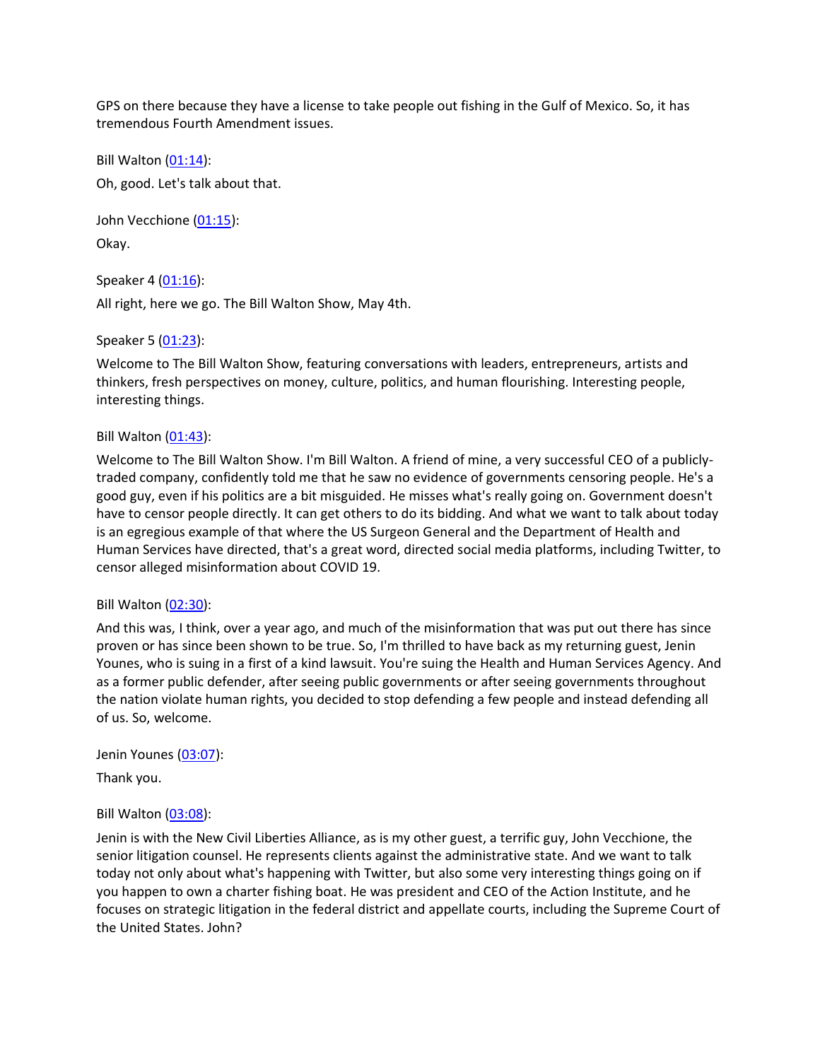GPS on there because they have a license to take people out fishing in the Gulf of Mexico. So, it has tremendous Fourth Amendment issues.

Bill Walton ([01:14](#)):

Oh, good. Let's talk about that.

John Vecchione ([01:15](#)):

Okay.

Speaker 4 ([01:16](#)):

All right, here we go. The Bill Walton Show, May 4th.

Speaker 5 ([01:23](#)):

Welcome to The Bill Walton Show, featuring conversations with leaders, entrepreneurs, artists and thinkers, fresh perspectives on money, culture, politics, and human flourishing. Interesting people, interesting things.

Bill Walton ([01:43](#)):

Welcome to The Bill Walton Show. I'm Bill Walton. A friend of mine, a very successful CEO of a publicly-traded company, confidently told me that he saw no evidence of governments censoring people. He's a good guy, even if his politics are a bit misguided. He misses what's really going on. Government doesn't have to censor people directly. It can get others to do its bidding. And what we want to talk about today is an egregious example of that where the US Surgeon General and the Department of Health and Human Services have directed, that's a great word, directed social media platforms, including Twitter, to censor alleged misinformation about COVID 19.

Bill Walton ([02:30](#)):

And this was, I think, over a year ago, and much of the misinformation that was put out there has since proven or has since been shown to be true. So, I'm thrilled to have back as my returning guest, Jenin Younes, who is suing in a first of a kind lawsuit. You're suing the Health and Human Services Agency. And as a former public defender, after seeing public governments or after seeing governments throughout the nation violate human rights, you decided to stop defending a few people and instead defending all of us. So, welcome.

Jenin Younes ([03:07](#)):

Thank you.

Bill Walton ([03:08](#)):

Jenin is with the New Civil Liberties Alliance, as is my other guest, a terrific guy, John Vecchione, the senior litigation counsel. He represents clients against the administrative state. And we want to talk today not only about what's happening with Twitter, but also some very interesting things going on if you happen to own a charter fishing boat. He was president and CEO of the Action Institute, and he focuses on strategic litigation in the federal district and appellate courts, including the Supreme Court of the United States. John?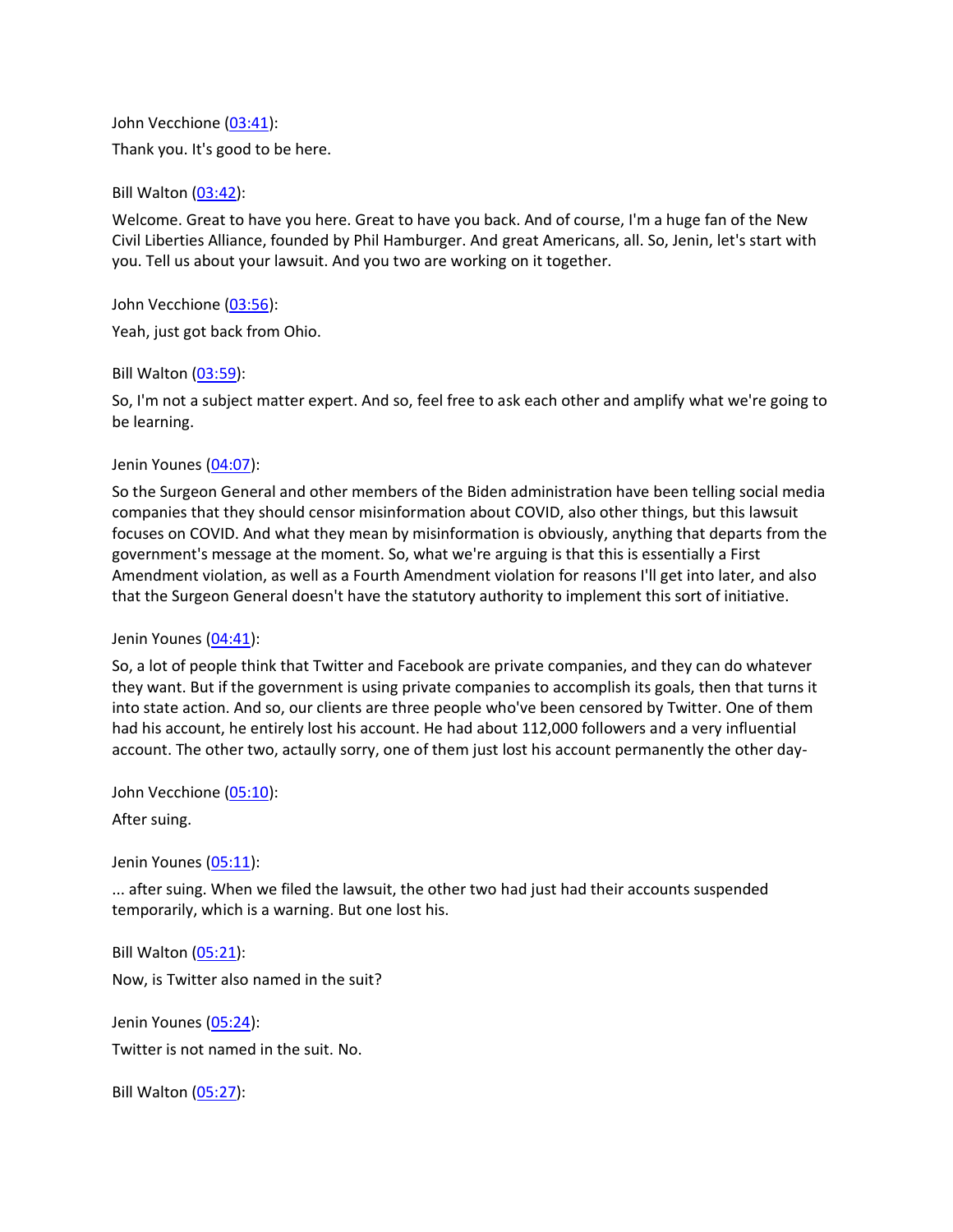John Vecchione ([03:41](#)):

Thank you. It's good to be here.

Bill Walton ([03:42](#)):

Welcome. Great to have you here. Great to have you back. And of course, I'm a huge fan of the New Civil Liberties Alliance, founded by Phil Hamburger. And great Americans, all. So, Jenin, let's start with you. Tell us about your lawsuit. And you two are working on it together.

John Vecchione ([03:56](#)):

Yeah, just got back from Ohio.

Bill Walton ([03:59](#)):

So, I'm not a subject matter expert. And so, feel free to ask each other and amplify what we're going to be learning.

Jenin Younes ([04:07](#)):

So the Surgeon General and other members of the Biden administration have been telling social media companies that they should censor misinformation about COVID, also other things, but this lawsuit focuses on COVID. And what they mean by misinformation is obviously, anything that departs from the government's message at the moment. So, what we're arguing is that this is essentially a First Amendment violation, as well as a Fourth Amendment violation for reasons I'll get into later, and also that the Surgeon General doesn't have the statutory authority to implement this sort of initiative.

Jenin Younes ([04:41](#)):

So, a lot of people think that Twitter and Facebook are private companies, and they can do whatever they want. But if the government is using private companies to accomplish its goals, then that turns it into state action. And so, our clients are three people who've been censored by Twitter. One of them had his account, he entirely lost his account. He had about 112,000 followers and a very influential account. The other two, actaully sorry, one of them just lost his account permanently the other day-

John Vecchione ([05:10](#)):

After suing.

Jenin Younes ([05:11](#)):

... after suing. When we filed the lawsuit, the other two had just had their accounts suspended temporarily, which is a warning. But one lost his.

Bill Walton ([05:21](#)):

Now, is Twitter also named in the suit?

Jenin Younes ([05:24](#)):

Twitter is not named in the suit. No.

Bill Walton ([05:27](#)):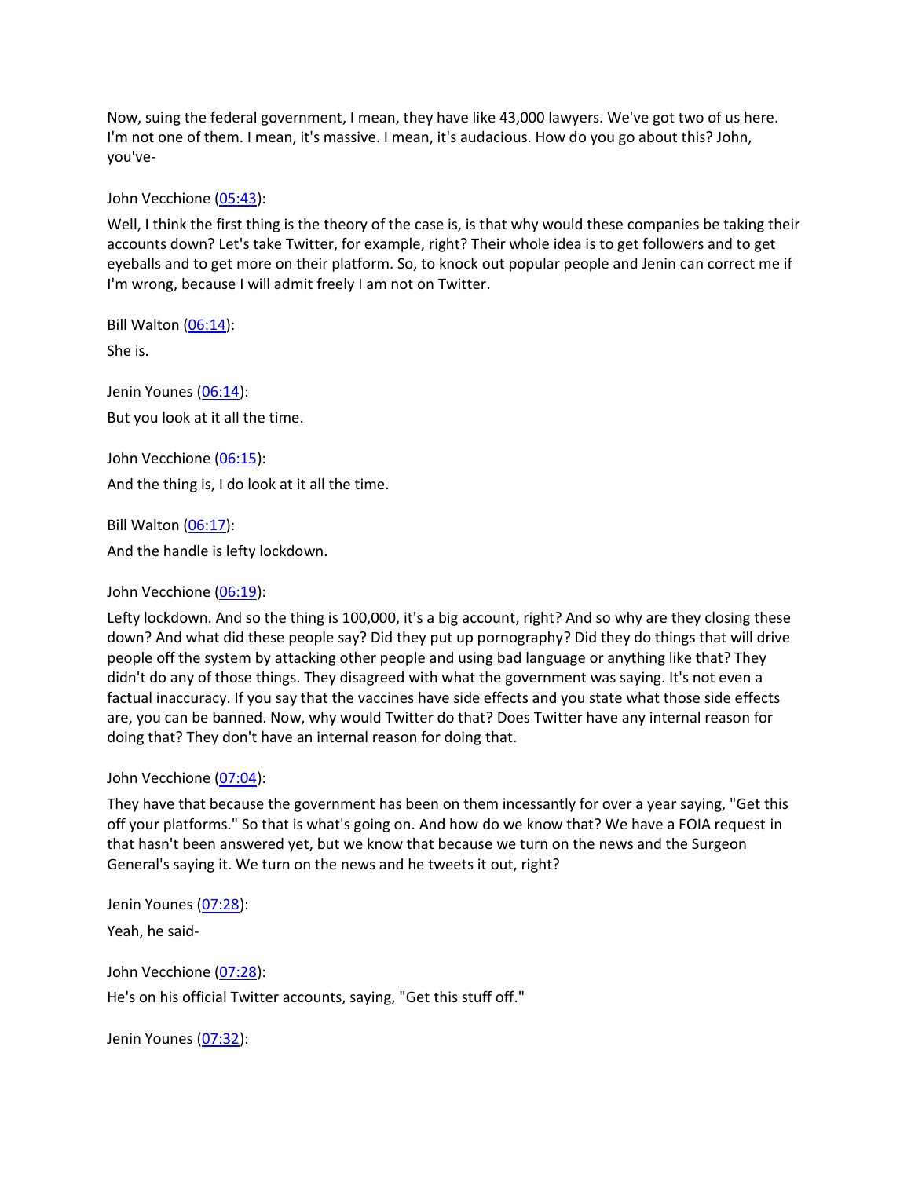Now, suing the federal government, I mean, they have like 43,000 lawyers. We've got two of us here. I'm not one of them. I mean, it's massive. I mean, it's audacious. How do you go about this? John, you've-

John Vecchione ([05:43]()):

Well, I think the first thing is the theory of the case is, is that why would these companies be taking their accounts down? Let's take Twitter, for example, right? Their whole idea is to get followers and to get eyeballs and to get more on their platform. So, to knock out popular people and Jenin can correct me if I'm wrong, because I will admit freely I am not on Twitter.

Bill Walton ([06:14]()):

She is.

Jenin Younes ([06:14]()):

But you look at it all the time.

John Vecchione ([06:15]()):

And the thing is, I do look at it all the time.

Bill Walton ([06:17]()):

And the handle is lefty lockdown.

John Vecchione ([06:19]()):

Lefty lockdown. And so the thing is 100,000, it's a big account, right? And so why are they closing these down? And what did these people say? Did they put up pornography? Did they do things that will drive people off the system by attacking other people and using bad language or anything like that? They didn't do any of those things. They disagreed with what the government was saying. It's not even a factual inaccuracy. If you say that the vaccines have side effects and you state what those side effects are, you can be banned. Now, why would Twitter do that? Does Twitter have any internal reason for doing that? They don't have an internal reason for doing that.

John Vecchione ([07:04]()):

They have that because the government has been on them incessantly for over a year saying, "Get this off your platforms." So that is what's going on. And how do we know that? We have a FOIA request in that hasn't been answered yet, but we know that because we turn on the news and the Surgeon General's saying it. We turn on the news and he tweets it out, right?

Jenin Younes ([07:28]()):

Yeah, he said-

John Vecchione ([07:28]()):

He's on his official Twitter accounts, saying, "Get this stuff off."

Jenin Younes ([07:32]()):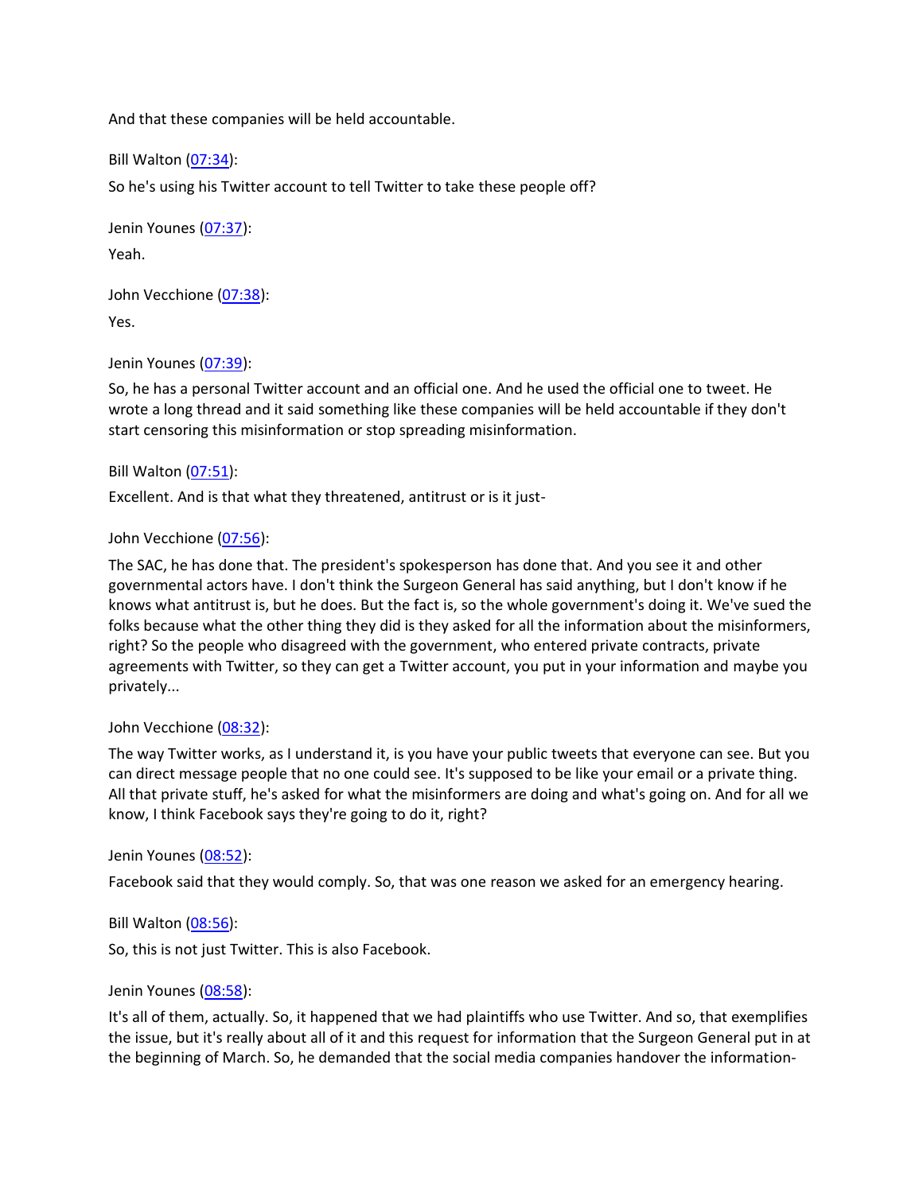And that these companies will be held accountable.

Bill Walton ([07:34](#)):

So he's using his Twitter account to tell Twitter to take these people off?

Jenin Younes ([07:37](#)):

Yeah.

John Vecchione ([07:38](#)):

Yes.

Jenin Younes ([07:39](#)):

So, he has a personal Twitter account and an official one. And he used the official one to tweet. He wrote a long thread and it said something like these companies will be held accountable if they don't start censoring this misinformation or stop spreading misinformation.

Bill Walton ([07:51](#)):

Excellent. And is that what they threatened, antitrust or is it just-

John Vecchione ([07:56](#)):

The SAC, he has done that. The president's spokesperson has done that. And you see it and other governmental actors have. I don't think the Surgeon General has said anything, but I don't know if he knows what antitrust is, but he does. But the fact is, so the whole government's doing it. We've sued the folks because what the other thing they did is they asked for all the information about the misinformers, right? So the people who disagreed with the government, who entered private contracts, private agreements with Twitter, so they can get a Twitter account, you put in your information and maybe you privately...

John Vecchione ([08:32](#)):

The way Twitter works, as I understand it, is you have your public tweets that everyone can see. But you can direct message people that no one could see. It's supposed to be like your email or a private thing. All that private stuff, he's asked for what the misinformers are doing and what's going on. And for all we know, I think Facebook says they're going to do it, right?

Jenin Younes ([08:52](#)):

Facebook said that they would comply. So, that was one reason we asked for an emergency hearing.

Bill Walton ([08:56](#)):

So, this is not just Twitter. This is also Facebook.

Jenin Younes ([08:58](#)):

It's all of them, actually. So, it happened that we had plaintiffs who use Twitter. And so, that exemplifies the issue, but it's really about all of it and this request for information that the Surgeon General put in at the beginning of March. So, he demanded that the social media companies handover the information-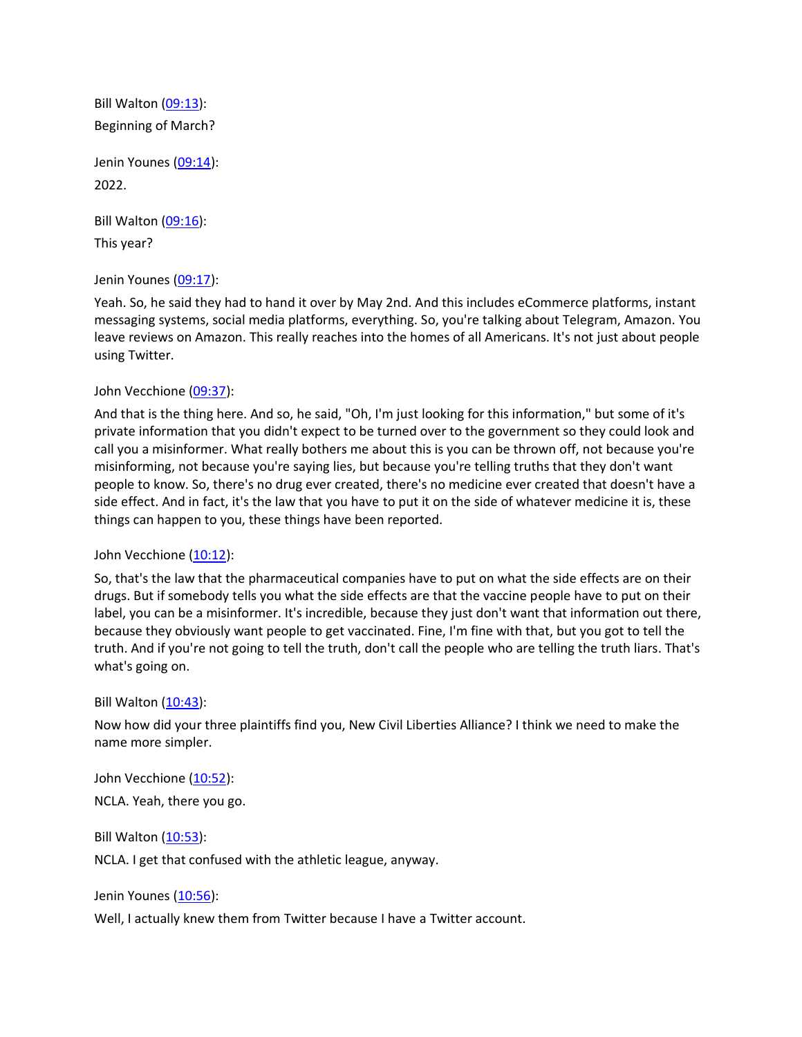Bill Walton ([09:13](#)):

Beginning of March?

Jenin Younes ([09:14](#)):

2022.

Bill Walton ([09:16](#)):

This year?

Jenin Younes ([09:17](#)):

Yeah. So, he said they had to hand it over by May 2nd. And this includes eCommerce platforms, instant messaging systems, social media platforms, everything. So, you're talking about Telegram, Amazon. You leave reviews on Amazon. This really reaches into the homes of all Americans. It's not just about people using Twitter.

John Vecchione ([09:37](#)):

And that is the thing here. And so, he said, "Oh, I'm just looking for this information," but some of it's private information that you didn't expect to be turned over to the government so they could look and call you a misinformer. What really bothers me about this is you can be thrown off, not because you're misinforming, not because you're saying lies, but because you're telling truths that they don't want people to know. So, there's no drug ever created, there's no medicine ever created that doesn't have a side effect. And in fact, it's the law that you have to put it on the side of whatever medicine it is, these things can happen to you, these things have been reported.

John Vecchione ([10:12](#)):

So, that's the law that the pharmaceutical companies have to put on what the side effects are on their drugs. But if somebody tells you what the side effects are that the vaccine people have to put on their label, you can be a misinformer. It's incredible, because they just don't want that information out there, because they obviously want people to get vaccinated. Fine, I'm fine with that, but you got to tell the truth. And if you're not going to tell the truth, don't call the people who are telling the truth liars. That's what's going on.

Bill Walton ([10:43](#)):

Now how did your three plaintiffs find you, New Civil Liberties Alliance? I think we need to make the name more simpler.

John Vecchione ([10:52](#)):

NCLA. Yeah, there you go.

Bill Walton ([10:53](#)):

NCLA. I get that confused with the athletic league, anyway.

Jenin Younes ([10:56](#)):

Well, I actually knew them from Twitter because I have a Twitter account.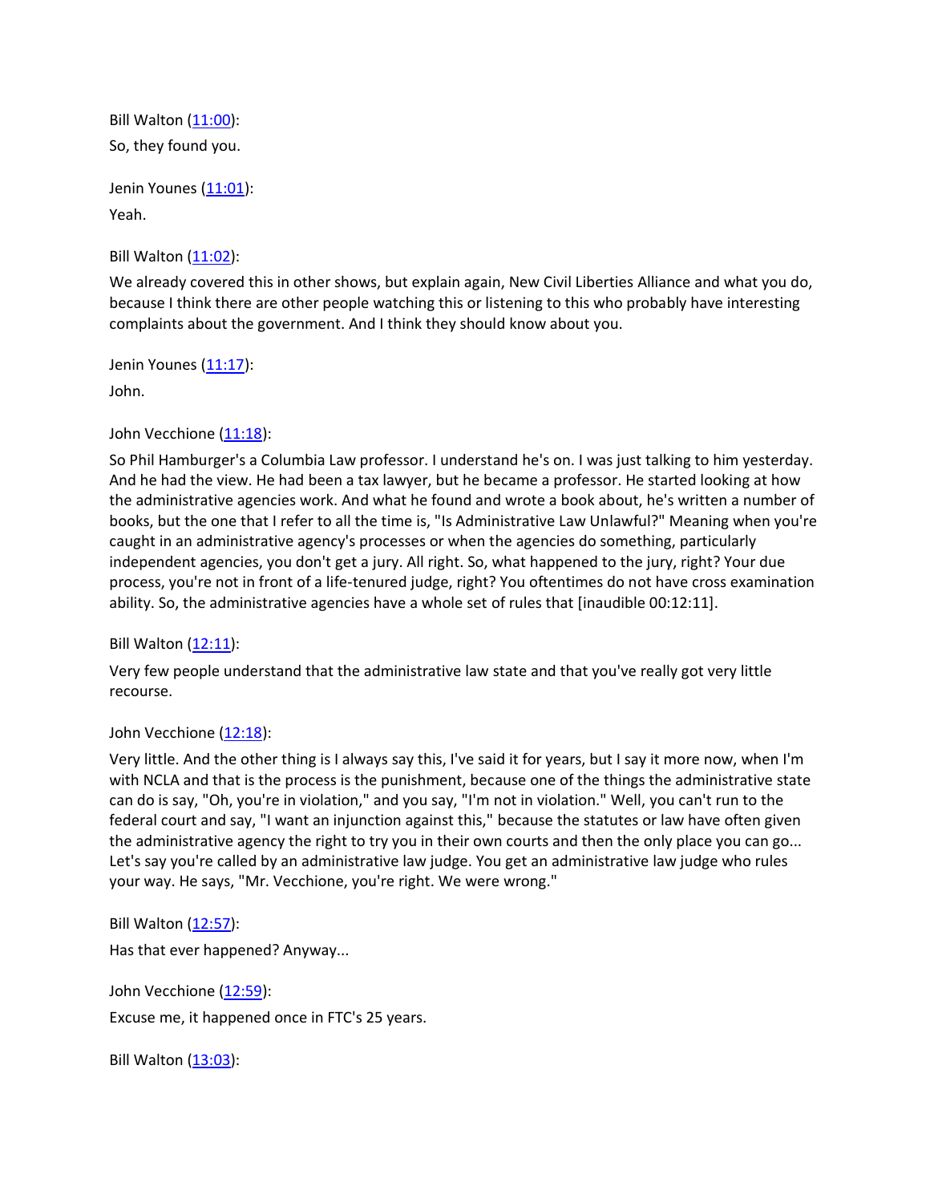Bill Walton ([11:00](#)):

So, they found you.

Jenin Younes ([11:01](#)):

Yeah.

Bill Walton ([11:02](#)):

We already covered this in other shows, but explain again, New Civil Liberties Alliance and what you do, because I think there are other people watching this or listening to this who probably have interesting complaints about the government. And I think they should know about you.

Jenin Younes ([11:17](#)):

John.

John Vecchione ([11:18](#)):

So Phil Hamburger's a Columbia Law professor. I understand he's on. I was just talking to him yesterday. And he had the view. He had been a tax lawyer, but he became a professor. He started looking at how the administrative agencies work. And what he found and wrote a book about, he's written a number of books, but the one that I refer to all the time is, "Is Administrative Law Unlawful?" Meaning when you're caught in an administrative agency's processes or when the agencies do something, particularly independent agencies, you don't get a jury. All right. So, what happened to the jury, right? Your due process, you're not in front of a life-tenured judge, right? You oftentimes do not have cross examination ability. So, the administrative agencies have a whole set of rules that [inaudible 00:12:11].

Bill Walton ([12:11](#)):

Very few people understand that the administrative law state and that you've really got very little recourse.

John Vecchione ([12:18](#)):

Very little. And the other thing is I always say this, I've said it for years, but I say it more now, when I'm with NCLA and that is the process is the punishment, because one of the things the administrative state can do is say, "Oh, you're in violation," and you say, "I'm not in violation." Well, you can't run to the federal court and say, "I want an injunction against this," because the statutes or law have often given the administrative agency the right to try you in their own courts and then the only place you can go... Let's say you're called by an administrative law judge. You get an administrative law judge who rules your way. He says, "Mr. Vecchione, you're right. We were wrong."

Bill Walton ([12:57](#)):

Has that ever happened? Anyway...

John Vecchione ([12:59](#)):

Excuse me, it happened once in FTC's 25 years.

Bill Walton ([13:03](#)):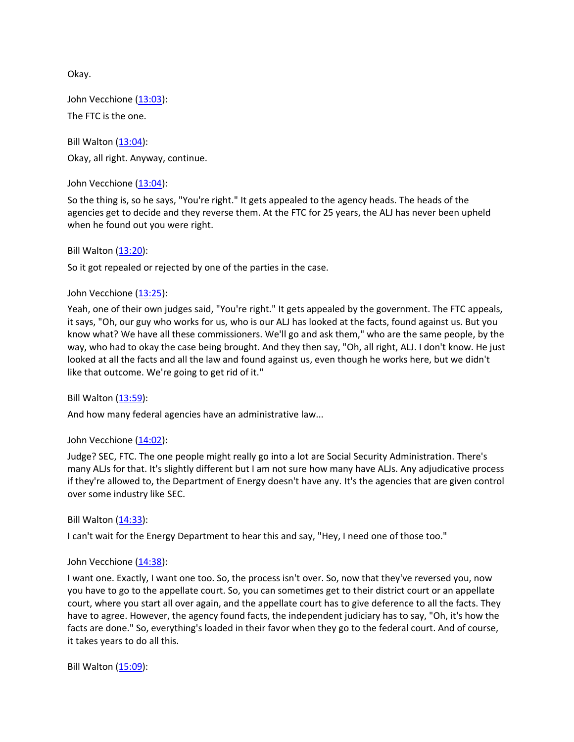Okay.

John Vecchione ([13:03]):

The FTC is the one.

Bill Walton ([13:04]):

Okay, all right. Anyway, continue.

John Vecchione ([13:04]):

So the thing is, so he says, "You're right." It gets appealed to the agency heads. The heads of the agencies get to decide and they reverse them. At the FTC for 25 years, the ALJ has never been upheld when he found out you were right.

Bill Walton ([13:20]):

So it got repealed or rejected by one of the parties in the case.

John Vecchione ([13:25]):

Yeah, one of their own judges said, "You're right." It gets appealed by the government. The FTC appeals, it says, "Oh, our guy who works for us, who is our ALJ has looked at the facts, found against us. But you know what? We have all these commissioners. We'll go and ask them," who are the same people, by the way, who had to okay the case being brought. And they then say, "Oh, all right, ALJ. I don't know. He just looked at all the facts and all the law and found against us, even though he works here, but we didn't like that outcome. We're going to get rid of it."

Bill Walton ([13:59]):

And how many federal agencies have an administrative law...

John Vecchione ([14:02]):

Judge? SEC, FTC. The one people might really go into a lot are Social Security Administration. There's many ALJs for that. It's slightly different but I am not sure how many have ALJs. Any adjudicative process if they're allowed to, the Department of Energy doesn't have any. It's the agencies that are given control over some industry like SEC.

Bill Walton ([14:33]):

I can't wait for the Energy Department to hear this and say, "Hey, I need one of those too."

John Vecchione ([14:38]):

I want one. Exactly, I want one too. So, the process isn't over. So, now that they've reversed you, now you have to go to the appellate court. So, you can sometimes get to their district court or an appellate court, where you start all over again, and the appellate court has to give deference to all the facts. They have to agree. However, the agency found facts, the independent judiciary has to say, "Oh, it's how the facts are done." So, everything's loaded in their favor when they go to the federal court. And of course, it takes years to do all this.

Bill Walton ([15:09]):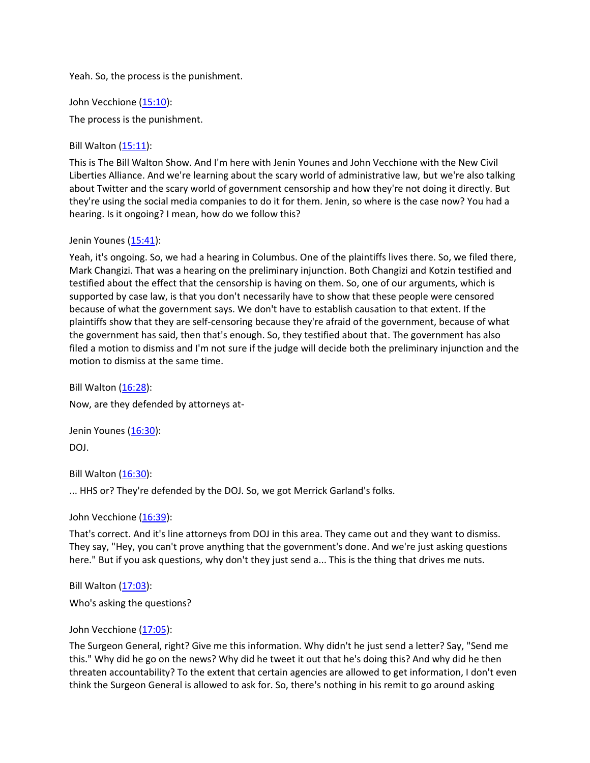Yeah. So, the process is the punishment.

John Vecchione ([15:10]):

The process is the punishment.

Bill Walton ([15:11]):

This is The Bill Walton Show. And I'm here with Jenin Younes and John Vecchione with the New Civil Liberties Alliance. And we're learning about the scary world of administrative law, but we're also talking about Twitter and the scary world of government censorship and how they're not doing it directly. But they're using the social media companies to do it for them. Jenin, so where is the case now? You had a hearing. Is it ongoing? I mean, how do we follow this?

Jenin Younes ([15:41]):

Yeah, it's ongoing. So, we had a hearing in Columbus. One of the plaintiffs lives there. So, we filed there, Mark Changizi. That was a hearing on the preliminary injunction. Both Changizi and Kotzin testified and testified about the effect that the censorship is having on them. So, one of our arguments, which is supported by case law, is that you don't necessarily have to show that these people were censored because of what the government says. We don't have to establish causation to that extent. If the plaintiffs show that they are self-censoring because they're afraid of the government, because of what the government has said, then that's enough. So, they testified about that. The government has also filed a motion to dismiss and I'm not sure if the judge will decide both the preliminary injunction and the motion to dismiss at the same time.

Bill Walton ([16:28]):

Now, are they defended by attorneys at-

Jenin Younes ([16:30]):

DOJ.

Bill Walton ([16:30]):

... HHS or? They're defended by the DOJ. So, we got Merrick Garland's folks.

John Vecchione ([16:39]):

That's correct. And it's line attorneys from DOJ in this area. They came out and they want to dismiss. They say, "Hey, you can't prove anything that the government's done. And we're just asking questions here." But if you ask questions, why don't they just send a... This is the thing that drives me nuts.

Bill Walton ([17:03]):

Who's asking the questions?

John Vecchione ([17:05]):

The Surgeon General, right? Give me this information. Why didn't he just send a letter? Say, "Send me this." Why did he go on the news? Why did he tweet it out that he's doing this? And why did he then threaten accountability? To the extent that certain agencies are allowed to get information, I don't even think the Surgeon General is allowed to ask for. So, there's nothing in his remit to go around asking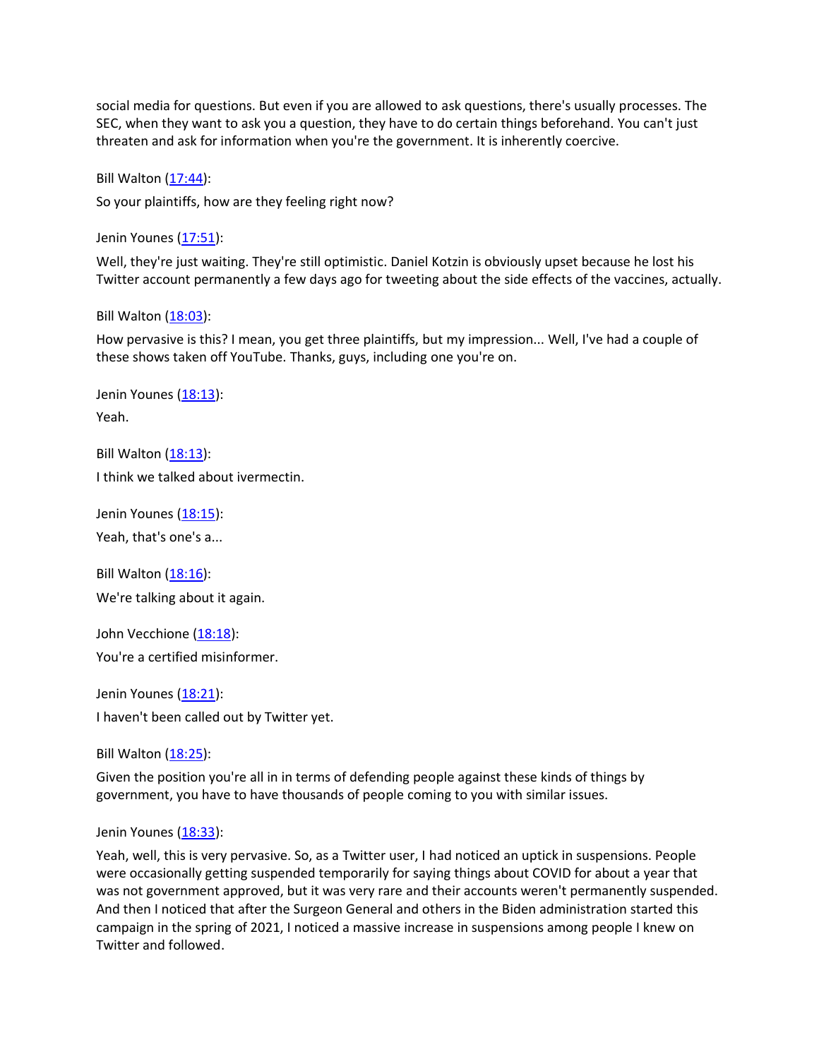social media for questions. But even if you are allowed to ask questions, there's usually processes. The SEC, when they want to ask you a question, they have to do certain things beforehand. You can't just threaten and ask for information when you're the government. It is inherently coercive.

Bill Walton ([17:44](#)):

So your plaintiffs, how are they feeling right now?

Jenin Younes ([17:51](#)):

Well, they're just waiting. They're still optimistic. Daniel Kotzin is obviously upset because he lost his Twitter account permanently a few days ago for tweeting about the side effects of the vaccines, actually.

Bill Walton ([18:03](#)):

How pervasive is this? I mean, you get three plaintiffs, but my impression... Well, I've had a couple of these shows taken off YouTube. Thanks, guys, including one you're on.

Jenin Younes ([18:13](#)):

Yeah.

Bill Walton ([18:13](#)):

I think we talked about ivermectin.

Jenin Younes ([18:15](#)):

Yeah, that's one's a...

Bill Walton ([18:16](#)):

We're talking about it again.

John Vecchione ([18:18](#)):

You're a certified misinformer.

Jenin Younes ([18:21](#)):

I haven't been called out by Twitter yet.

Bill Walton ([18:25](#)):

Given the position you're all in in terms of defending people against these kinds of things by government, you have to have thousands of people coming to you with similar issues.

Jenin Younes ([18:33](#)):

Yeah, well, this is very pervasive. So, as a Twitter user, I had noticed an uptick in suspensions. People were occasionally getting suspended temporarily for saying things about COVID for about a year that was not government approved, but it was very rare and their accounts weren't permanently suspended. And then I noticed that after the Surgeon General and others in the Biden administration started this campaign in the spring of 2021, I noticed a massive increase in suspensions among people I knew on Twitter and followed.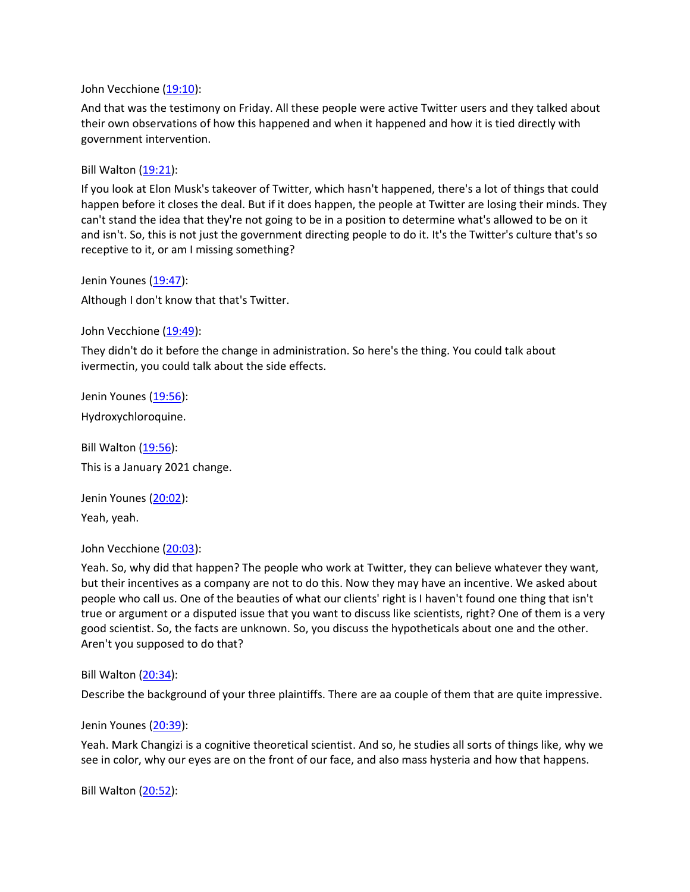John Vecchione ([19:10](#)):

And that was the testimony on Friday. All these people were active Twitter users and they talked about their own observations of how this happened and when it happened and how it is tied directly with government intervention.

Bill Walton ([19:21](#)):

If you look at Elon Musk's takeover of Twitter, which hasn't happened, there's a lot of things that could happen before it closes the deal. But if it does happen, the people at Twitter are losing their minds. They can't stand the idea that they're not going to be in a position to determine what's allowed to be on it and isn't. So, this is not just the government directing people to do it. It's the Twitter's culture that's so receptive to it, or am I missing something?

Jenin Younes ([19:47](#)):

Although I don't know that that's Twitter.

John Vecchione ([19:49](#)):

They didn't do it before the change in administration. So here's the thing. You could talk about ivermectin, you could talk about the side effects.

Jenin Younes ([19:56](#)):

Hydroxychloroquine.

Bill Walton ([19:56](#)):

This is a January 2021 change.

Jenin Younes ([20:02](#)):

Yeah, yeah.

John Vecchione ([20:03](#)):

Yeah. So, why did that happen? The people who work at Twitter, they can believe whatever they want, but their incentives as a company are not to do this. Now they may have an incentive. We asked about people who call us. One of the beauties of what our clients' right is I haven't found one thing that isn't true or argument or a disputed issue that you want to discuss like scientists, right? One of them is a very good scientist. So, the facts are unknown. So, you discuss the hypotheticals about one and the other. Aren't you supposed to do that?

Bill Walton ([20:34](#)):

Describe the background of your three plaintiffs. There are aa couple of them that are quite impressive.

Jenin Younes ([20:39](#)):

Yeah. Mark Changizi is a cognitive theoretical scientist. And so, he studies all sorts of things like, why we see in color, why our eyes are on the front of our face, and also mass hysteria and how that happens.

Bill Walton ([20:52](#)):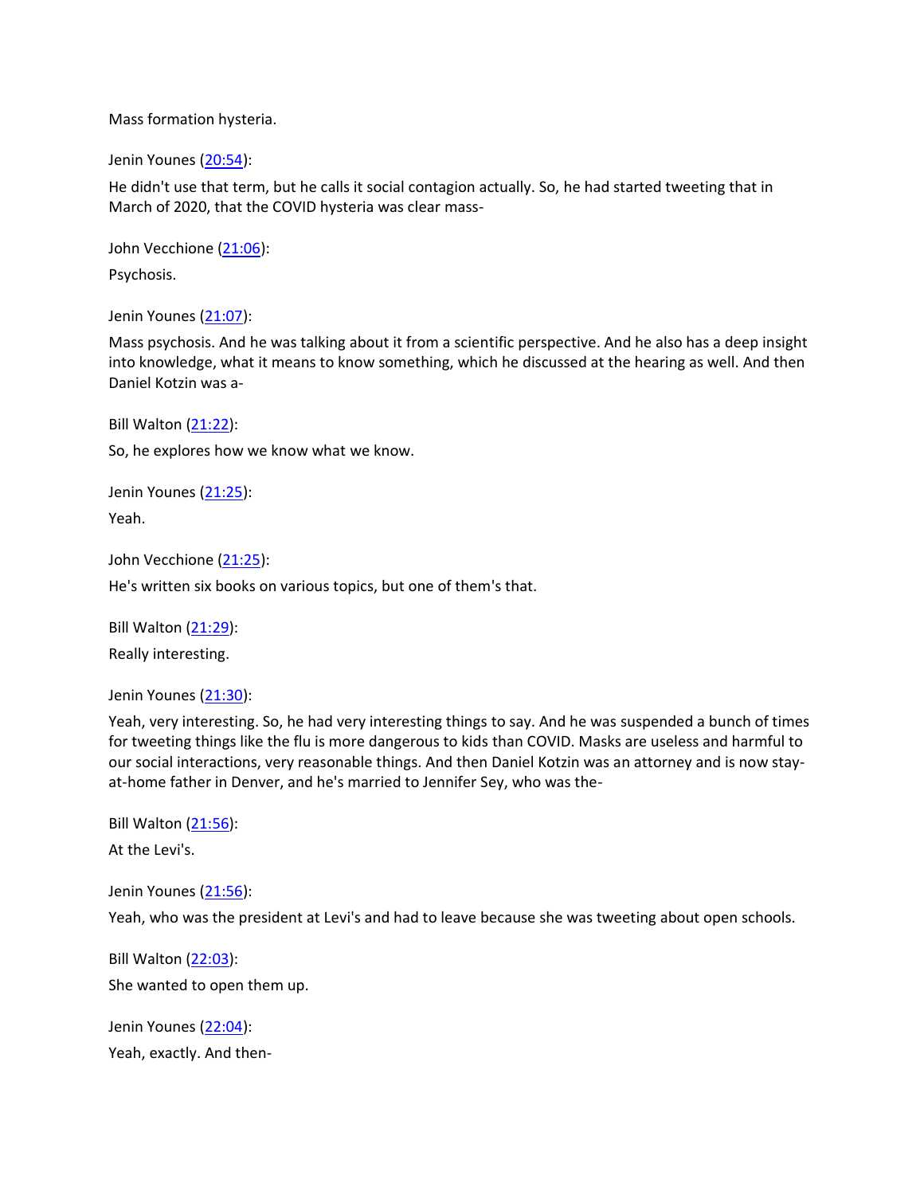Mass formation hysteria.

Jenin Younes ([20:54](#)):

He didn't use that term, but he calls it social contagion actually. So, he had started tweeting that in March of 2020, that the COVID hysteria was clear mass-

John Vecchione ([21:06](#)):

Psychosis.

Jenin Younes ([21:07](#)):

Mass psychosis. And he was talking about it from a scientific perspective. And he also has a deep insight into knowledge, what it means to know something, which he discussed at the hearing as well. And then Daniel Kotzin was a-

Bill Walton ([21:22](#)):

So, he explores how we know what we know.

Jenin Younes ([21:25](#)):

Yeah.

John Vecchione ([21:25](#)):

He's written six books on various topics, but one of them's that.

Bill Walton ([21:29](#)):

Really interesting.

Jenin Younes ([21:30](#)):

Yeah, very interesting. So, he had very interesting things to say. And he was suspended a bunch of times for tweeting things like the flu is more dangerous to kids than COVID. Masks are useless and harmful to our social interactions, very reasonable things. And then Daniel Kotzin was an attorney and is now stay-at-home father in Denver, and he's married to Jennifer Sey, who was the-

Bill Walton ([21:56](#)):

At the Levi's.

Jenin Younes ([21:56](#)):

Yeah, who was the president at Levi's and had to leave because she was tweeting about open schools.

Bill Walton ([22:03](#)):

She wanted to open them up.

Jenin Younes ([22:04](#)):

Yeah, exactly. And then-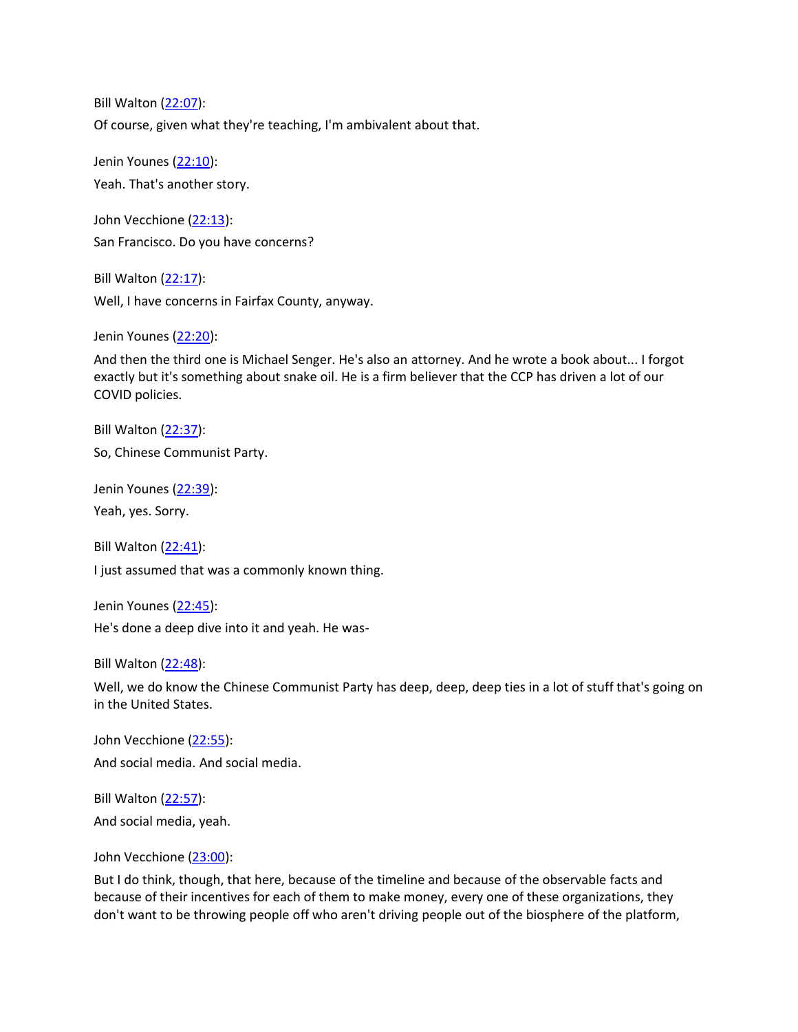Bill Walton ([22:07](#)):

Of course, given what they're teaching, I'm ambivalent about that.

Jenin Younes ([22:10](#)):

Yeah. That's another story.

John Vecchione ([22:13](#)):

San Francisco. Do you have concerns?

Bill Walton ([22:17](#)):

Well, I have concerns in Fairfax County, anyway.

Jenin Younes ([22:20](#)):

And then the third one is Michael Senger. He's also an attorney. And he wrote a book about... I forgot exactly but it's something about snake oil. He is a firm believer that the CCP has driven a lot of our COVID policies.

Bill Walton ([22:37](#)):

So, Chinese Communist Party.

Jenin Younes ([22:39](#)):

Yeah, yes. Sorry.

Bill Walton ([22:41](#)):

I just assumed that was a commonly known thing.

Jenin Younes ([22:45](#)):

He's done a deep dive into it and yeah. He was-

Bill Walton ([22:48](#)):

Well, we do know the Chinese Communist Party has deep, deep, deep ties in a lot of stuff that's going on in the United States.

John Vecchione ([22:55](#)):

And social media. And social media.

Bill Walton ([22:57](#)):

And social media, yeah.

John Vecchione ([23:00](#)):

But I do think, though, that here, because of the timeline and because of the observable facts and because of their incentives for each of them to make money, every one of these organizations, they don't want to be throwing people off who aren't driving people out of the biosphere of the platform,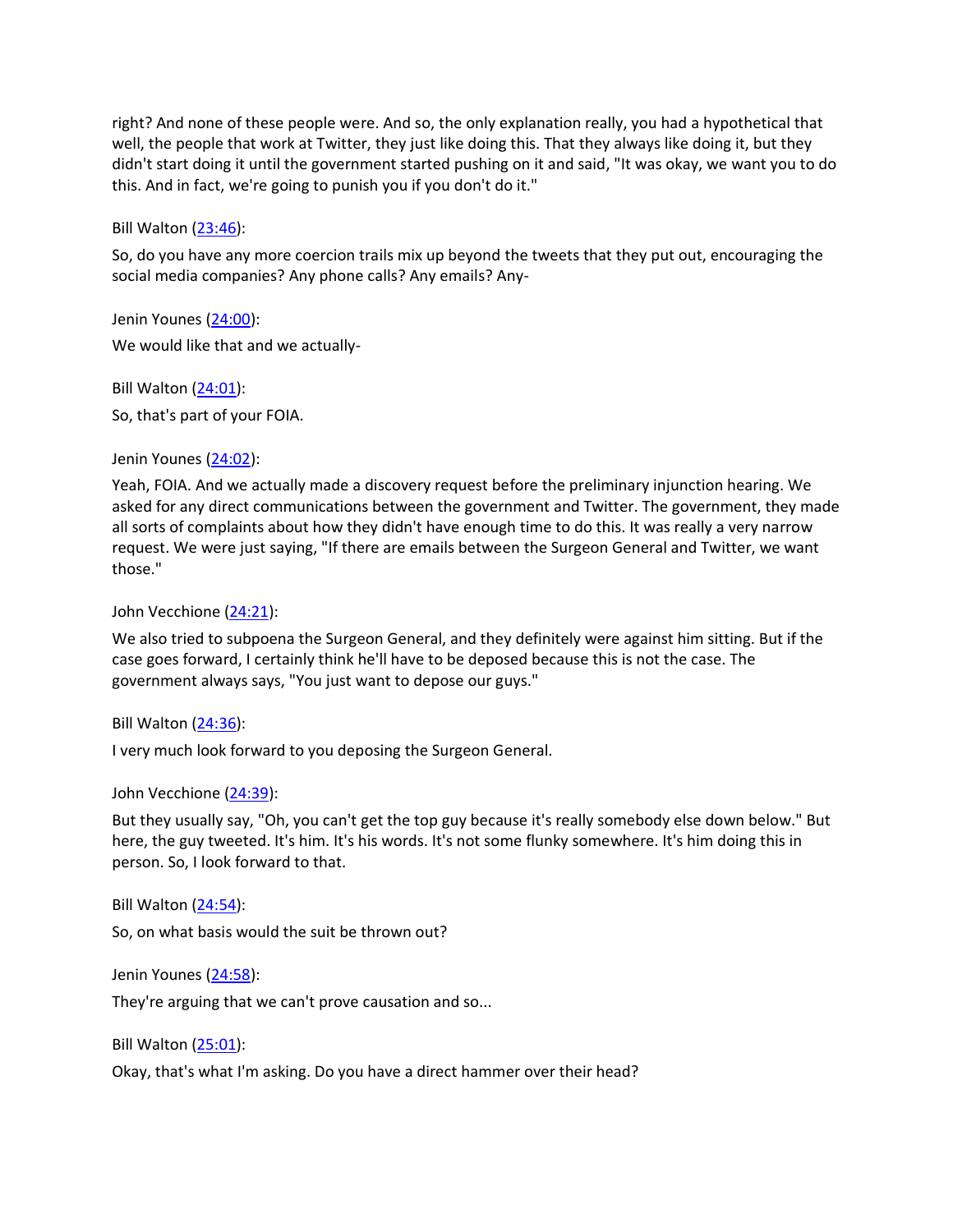right? And none of these people were. And so, the only explanation really, you had a hypothetical that well, the people that work at Twitter, they just like doing this. That they always like doing it, but they didn't start doing it until the government started pushing on it and said, "It was okay, we want you to do this. And in fact, we're going to punish you if you don't do it."

Bill Walton (23:46):

So, do you have any more coercion trails mix up beyond the tweets that they put out, encouraging the social media companies? Any phone calls? Any emails? Any-

Jenin Younes (24:00):

We would like that and we actually-

Bill Walton (24:01):

So, that's part of your FOIA.

Jenin Younes (24:02):

Yeah, FOIA. And we actually made a discovery request before the preliminary injunction hearing. We asked for any direct communications between the government and Twitter. The government, they made all sorts of complaints about how they didn't have enough time to do this. It was really a very narrow request. We were just saying, "If there are emails between the Surgeon General and Twitter, we want those."

John Vecchione (24:21):

We also tried to subpoena the Surgeon General, and they definitely were against him sitting. But if the case goes forward, I certainly think he'll have to be deposed because this is not the case. The government always says, "You just want to depose our guys."

Bill Walton (24:36):

I very much look forward to you deposing the Surgeon General.

John Vecchione (24:39):

But they usually say, "Oh, you can't get the top guy because it's really somebody else down below." But here, the guy tweeted. It's him. It's his words. It's not some flunky somewhere. It's him doing this in person. So, I look forward to that.

Bill Walton (24:54):

So, on what basis would the suit be thrown out?

Jenin Younes (24:58):

They're arguing that we can't prove causation and so...

Bill Walton (25:01):

Okay, that's what I'm asking. Do you have a direct hammer over their head?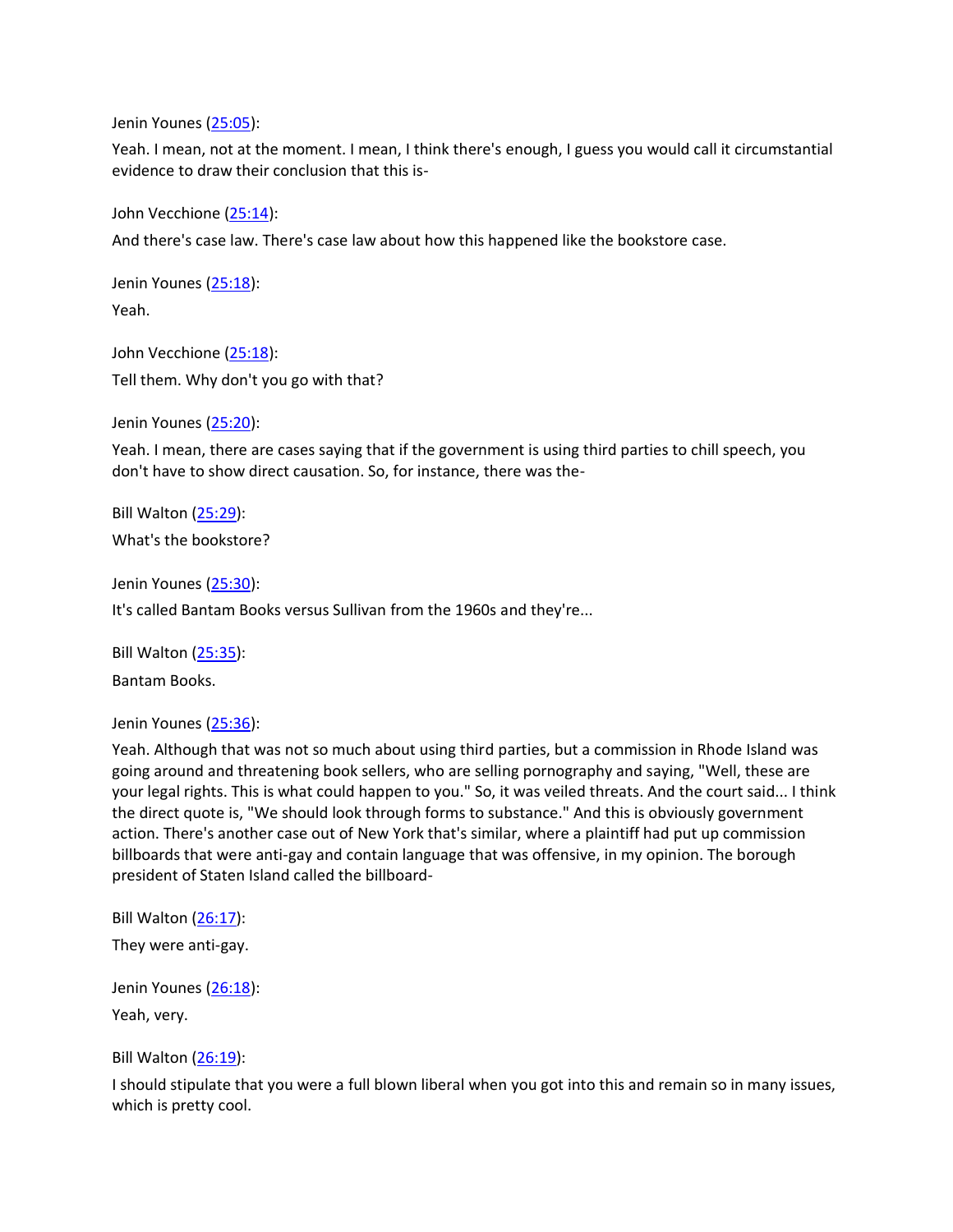Jenin Younes ([25:05](#)):

Yeah. I mean, not at the moment. I mean, I think there's enough, I guess you would call it circumstantial evidence to draw their conclusion that this is-

John Vecchione ([25:14](#)):

And there's case law. There's case law about how this happened like the bookstore case.

Jenin Younes ([25:18](#)):

Yeah.

John Vecchione ([25:18](#)):

Tell them. Why don't you go with that?

Jenin Younes ([25:20](#)):

Yeah. I mean, there are cases saying that if the government is using third parties to chill speech, you don't have to show direct causation. So, for instance, there was the-

Bill Walton ([25:29](#)):

What's the bookstore?

Jenin Younes ([25:30](#)):

It's called Bantam Books versus Sullivan from the 1960s and they're...

Bill Walton ([25:35](#)):

Bantam Books.

Jenin Younes ([25:36](#)):

Yeah. Although that was not so much about using third parties, but a commission in Rhode Island was going around and threatening book sellers, who are selling pornography and saying, "Well, these are your legal rights. This is what could happen to you." So, it was veiled threats. And the court said... I think the direct quote is, "We should look through forms to substance." And this is obviously government action. There's another case out of New York that's similar, where a plaintiff had put up commission billboards that were anti-gay and contain language that was offensive, in my opinion. The borough president of Staten Island called the billboard-

Bill Walton ([26:17](#)):

They were anti-gay.

Jenin Younes ([26:18](#)):

Yeah, very.

Bill Walton ([26:19](#)):

I should stipulate that you were a full blown liberal when you got into this and remain so in many issues, which is pretty cool.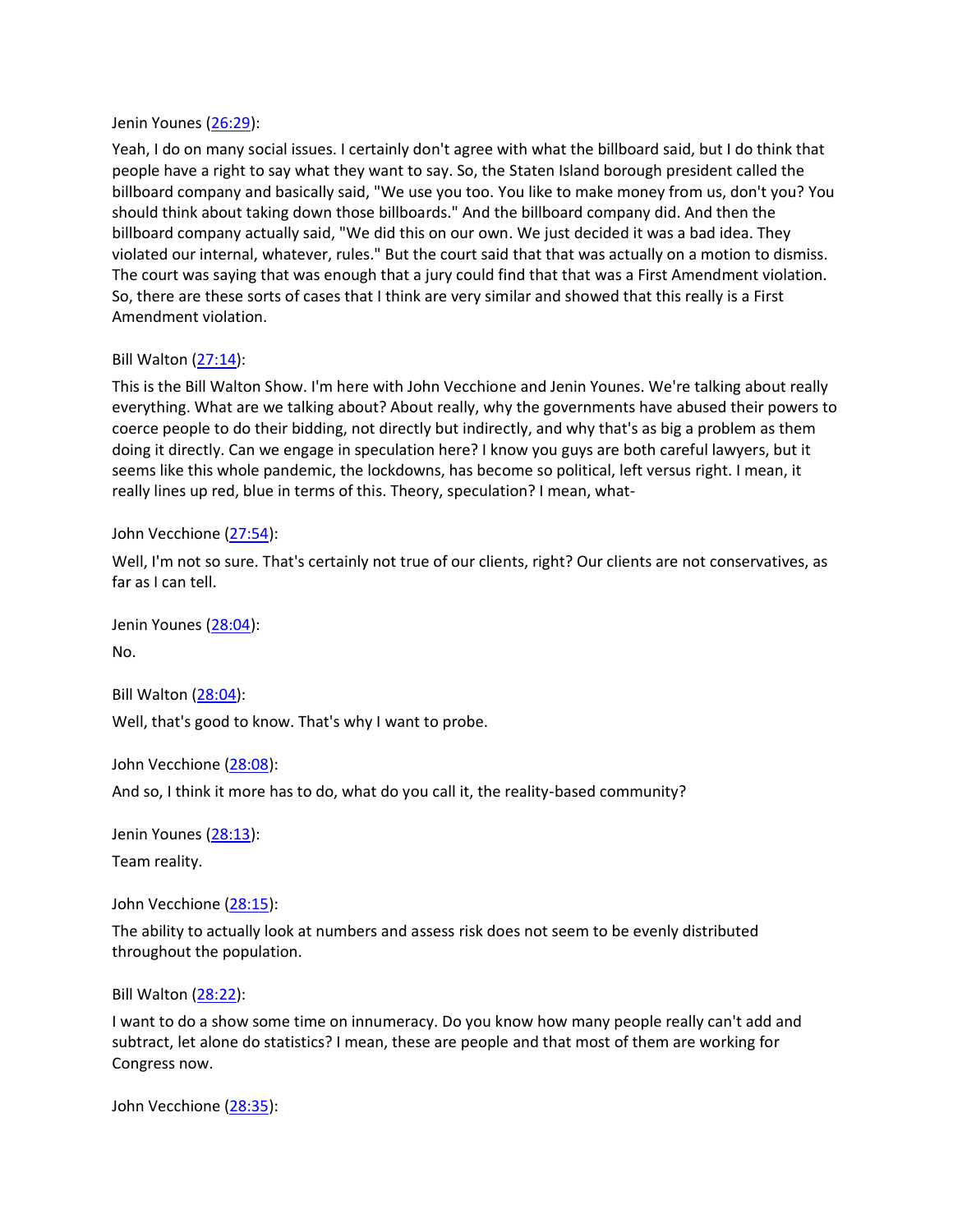Jenin Younes ([26:29]()):

Yeah, I do on many social issues. I certainly don't agree with what the billboard said, but I do think that people have a right to say what they want to say. So, the Staten Island borough president called the billboard company and basically said, "We use you too. You like to make money from us, don't you? You should think about taking down those billboards." And the billboard company did. And then the billboard company actually said, "We did this on our own. We just decided it was a bad idea. They violated our internal, whatever, rules." But the court said that that was actually on a motion to dismiss. The court was saying that was enough that a jury could find that that was a First Amendment violation. So, there are these sorts of cases that I think are very similar and showed that this really is a First Amendment violation.

Bill Walton ([27:14]()):

This is the Bill Walton Show. I'm here with John Vecchione and Jenin Younes. We're talking about really everything. What are we talking about? About really, why the governments have abused their powers to coerce people to do their bidding, not directly but indirectly, and why that's as big a problem as them doing it directly. Can we engage in speculation here? I know you guys are both careful lawyers, but it seems like this whole pandemic, the lockdowns, has become so political, left versus right. I mean, it really lines up red, blue in terms of this. Theory, speculation? I mean, what-

John Vecchione ([27:54]()):

Well, I'm not so sure. That's certainly not true of our clients, right? Our clients are not conservatives, as far as I can tell.

Jenin Younes ([28:04]()):

No.

Bill Walton ([28:04]()):

Well, that's good to know. That's why I want to probe.

John Vecchione ([28:08]()):

And so, I think it more has to do, what do you call it, the reality-based community?

Jenin Younes ([28:13]()):

Team reality.

John Vecchione ([28:15]()):

The ability to actually look at numbers and assess risk does not seem to be evenly distributed throughout the population.

Bill Walton ([28:22]()):

I want to do a show some time on innumeracy. Do you know how many people really can't add and subtract, let alone do statistics? I mean, these are people and that most of them are working for Congress now.

John Vecchione ([28:35]()):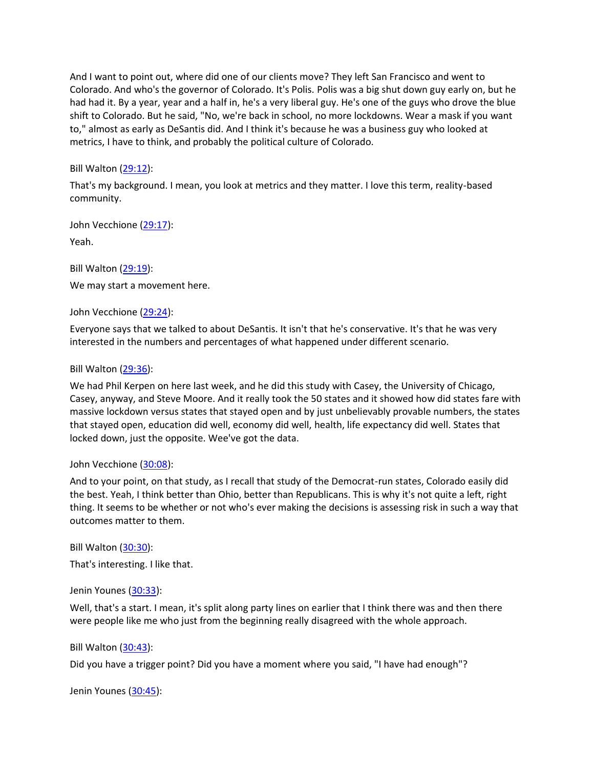And I want to point out, where did one of our clients move? They left San Francisco and went to Colorado. And who's the governor of Colorado. It's Polis. Polis was a big shut down guy early on, but he had had it. By a year, year and a half in, he's a very liberal guy. He's one of the guys who drove the blue shift to Colorado. But he said, "No, we're back in school, no more lockdowns. Wear a mask if you want to," almost as early as DeSantis did. And I think it's because he was a business guy who looked at metrics, I have to think, and probably the political culture of Colorado.

Bill Walton (29:12):

That's my background. I mean, you look at metrics and they matter. I love this term, reality-based community.

John Vecchione (29:17):

Yeah.

Bill Walton (29:19):

We may start a movement here.

John Vecchione (29:24):

Everyone says that we talked to about DeSantis. It isn't that he's conservative. It's that he was very interested in the numbers and percentages of what happened under different scenario.

Bill Walton (29:36):

We had Phil Kerpen on here last week, and he did this study with Casey, the University of Chicago, Casey, anyway, and Steve Moore. And it really took the 50 states and it showed how did states fare with massive lockdown versus states that stayed open and by just unbelievably provable numbers, the states that stayed open, education did well, economy did well, health, life expectancy did well. States that locked down, just the opposite. Wee've got the data.

John Vecchione (30:08):

And to your point, on that study, as I recall that study of the Democrat-run states, Colorado easily did the best. Yeah, I think better than Ohio, better than Republicans. This is why it's not quite a left, right thing. It seems to be whether or not who's ever making the decisions is assessing risk in such a way that outcomes matter to them.

Bill Walton (30:30):

That's interesting. I like that.

Jenin Younes (30:33):

Well, that's a start. I mean, it's split along party lines on earlier that I think there was and then there were people like me who just from the beginning really disagreed with the whole approach.

Bill Walton (30:43):

Did you have a trigger point? Did you have a moment where you said, "I have had enough"?

Jenin Younes (30:45):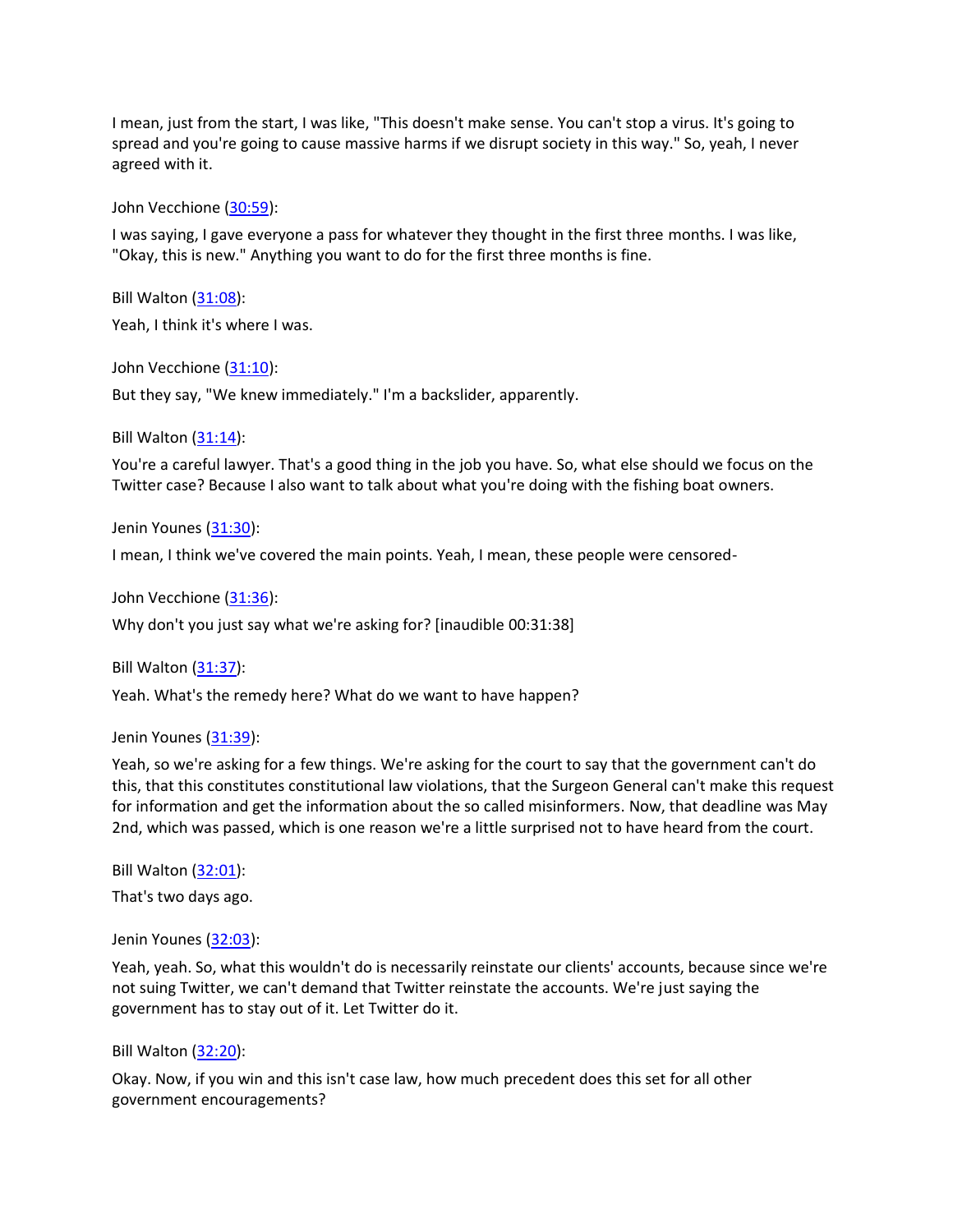I mean, just from the start, I was like, "This doesn't make sense. You can't stop a virus. It's going to spread and you're going to cause massive harms if we disrupt society in this way." So, yeah, I never agreed with it.

John Vecchione ([30:59](#)):

I was saying, I gave everyone a pass for whatever they thought in the first three months. I was like, "Okay, this is new." Anything you want to do for the first three months is fine.

Bill Walton ([31:08](#)):

Yeah, I think it's where I was.

John Vecchione ([31:10](#)):

But they say, "We knew immediately." I'm a backslider, apparently.

Bill Walton ([31:14](#)):

You're a careful lawyer. That's a good thing in the job you have. So, what else should we focus on the Twitter case? Because I also want to talk about what you're doing with the fishing boat owners.

Jenin Younes ([31:30](#)):

I mean, I think we've covered the main points. Yeah, I mean, these people were censored-

John Vecchione ([31:36](#)):

Why don't you just say what we're asking for? [inaudible 00:31:38]

Bill Walton ([31:37](#)):

Yeah. What's the remedy here? What do we want to have happen?

Jenin Younes ([31:39](#)):

Yeah, so we're asking for a few things. We're asking for the court to say that the government can't do this, that this constitutes constitutional law violations, that the Surgeon General can't make this request for information and get the information about the so called misinformers. Now, that deadline was May 2nd, which was passed, which is one reason we're a little surprised not to have heard from the court.

Bill Walton ([32:01](#)):

That's two days ago.

Jenin Younes ([32:03](#)):

Yeah, yeah. So, what this wouldn't do is necessarily reinstate our clients' accounts, because since we're not suing Twitter, we can't demand that Twitter reinstate the accounts. We're just saying the government has to stay out of it. Let Twitter do it.

Bill Walton ([32:20](#)):

Okay. Now, if you win and this isn't case law, how much precedent does this set for all other government encouragements?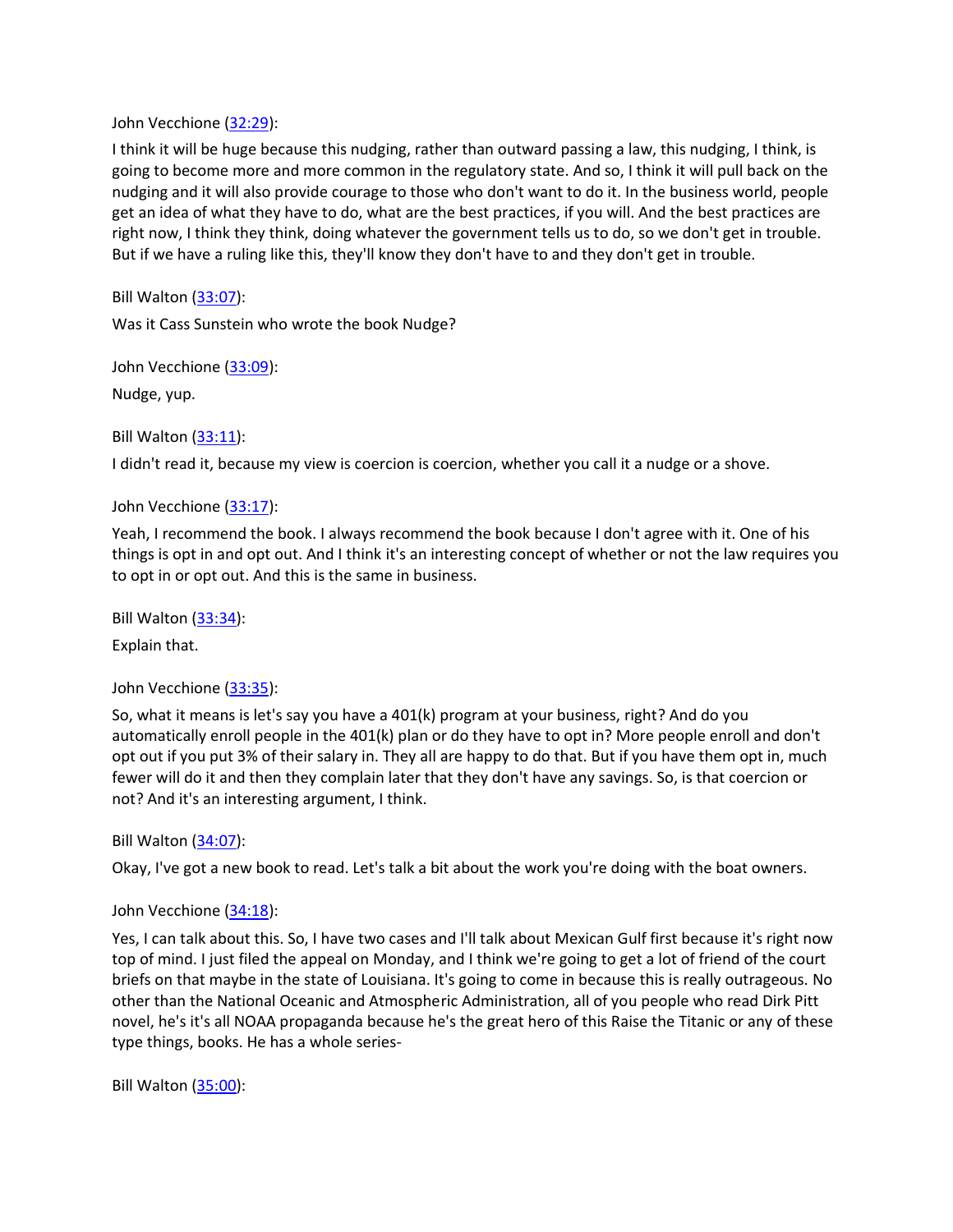John Vecchione ([32:29](#)):

I think it will be huge because this nudging, rather than outward passing a law, this nudging, I think, is going to become more and more common in the regulatory state. And so, I think it will pull back on the nudging and it will also provide courage to those who don't want to do it. In the business world, people get an idea of what they have to do, what are the best practices, if you will. And the best practices are right now, I think they think, doing whatever the government tells us to do, so we don't get in trouble. But if we have a ruling like this, they'll know they don't have to and they don't get in trouble.

Bill Walton ([33:07](#)):

Was it Cass Sunstein who wrote the book Nudge?

John Vecchione ([33:09](#)):

Nudge, yup.

Bill Walton ([33:11](#)):

I didn't read it, because my view is coercion is coercion, whether you call it a nudge or a shove.

John Vecchione ([33:17](#)):

Yeah, I recommend the book. I always recommend the book because I don't agree with it. One of his things is opt in and opt out. And I think it's an interesting concept of whether or not the law requires you to opt in or opt out. And this is the same in business.

Bill Walton ([33:34](#)):

Explain that.

John Vecchione ([33:35](#)):

So, what it means is let's say you have a 401(k) program at your business, right? And do you automatically enroll people in the 401(k) plan or do they have to opt in? More people enroll and don't opt out if you put 3% of their salary in. They all are happy to do that. But if you have them opt in, much fewer will do it and then they complain later that they don't have any savings. So, is that coercion or not? And it's an interesting argument, I think.

Bill Walton ([34:07](#)):

Okay, I've got a new book to read. Let's talk a bit about the work you're doing with the boat owners.

John Vecchione ([34:18](#)):

Yes, I can talk about this. So, I have two cases and I'll talk about Mexican Gulf first because it's right now top of mind. I just filed the appeal on Monday, and I think we're going to get a lot of friend of the court briefs on that maybe in the state of Louisiana. It's going to come in because this is really outrageous. No other than the National Oceanic and Atmospheric Administration, all of you people who read Dirk Pitt novel, he's it's all NOAA propaganda because he's the great hero of this Raise the Titanic or any of these type things, books. He has a whole series-

Bill Walton ([35:00](#)):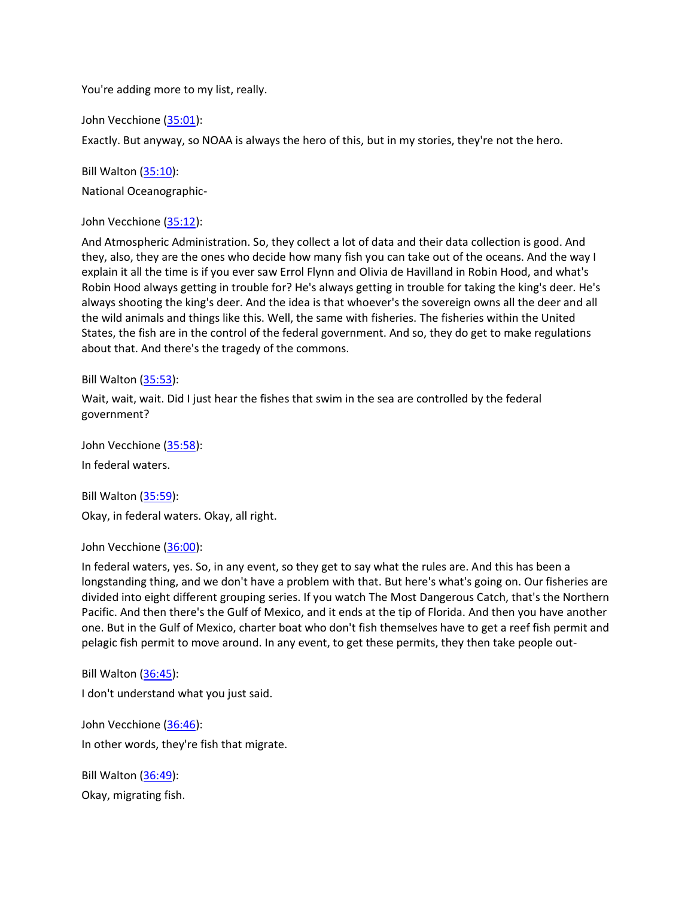You're adding more to my list, really.

John Vecchione ([35:01](#)):

Exactly. But anyway, so NOAA is always the hero of this, but in my stories, they're not the hero.

Bill Walton ([35:10](#)):

National Oceanographic-

John Vecchione ([35:12](#)):

And Atmospheric Administration. So, they collect a lot of data and their data collection is good. And they, also, they are the ones who decide how many fish you can take out of the oceans. And the way I explain it all the time is if you ever saw Errol Flynn and Olivia de Havilland in Robin Hood, and what's Robin Hood always getting in trouble for? He's always getting in trouble for taking the king's deer. He's always shooting the king's deer. And the idea is that whoever's the sovereign owns all the deer and all the wild animals and things like this. Well, the same with fisheries. The fisheries within the United States, the fish are in the control of the federal government. And so, they do get to make regulations about that. And there's the tragedy of the commons.

Bill Walton ([35:53](#)):

Wait, wait, wait. Did I just hear the fishes that swim in the sea are controlled by the federal government?

John Vecchione ([35:58](#)):

In federal waters.

Bill Walton ([35:59](#)):

Okay, in federal waters. Okay, all right.

John Vecchione ([36:00](#)):

In federal waters, yes. So, in any event, so they get to say what the rules are. And this has been a longstanding thing, and we don't have a problem with that. But here's what's going on. Our fisheries are divided into eight different grouping series. If you watch The Most Dangerous Catch, that's the Northern Pacific. And then there's the Gulf of Mexico, and it ends at the tip of Florida. And then you have another one. But in the Gulf of Mexico, charter boat who don't fish themselves have to get a reef fish permit and pelagic fish permit to move around. In any event, to get these permits, they then take people out-

Bill Walton ([36:45](#)):

I don't understand what you just said.

John Vecchione ([36:46](#)):

In other words, they're fish that migrate.

Bill Walton ([36:49](#)):

Okay, migrating fish.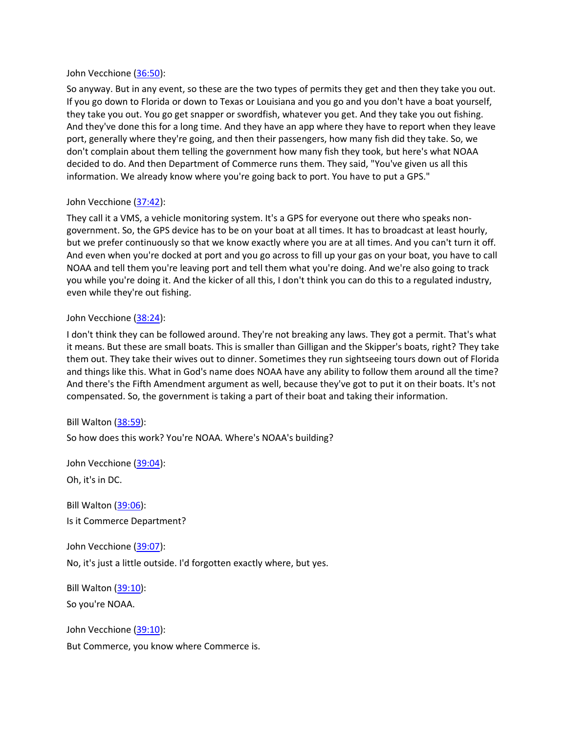John Vecchione ([36:50](https://www.rev.com/)):

So anyway. But in any event, so these are the two types of permits they get and then they take you out. If you go down to Florida or down to Texas or Louisiana and you go and you don't have a boat yourself, they take you out. You go get snapper or swordfish, whatever you get. And they take you out fishing. And they've done this for a long time. And they have an app where they have to report when they leave port, generally where they're going, and then their passengers, how many fish did they take. So, we don't complain about them telling the government how many fish they took, but here's what NOAA decided to do. And then Department of Commerce runs them. They said, "You've given us all this information. We already know where you're going back to port. You have to put a GPS."

John Vecchione (37:42):

They call it a VMS, a vehicle monitoring system. It's a GPS for everyone out there who speaks non-government. So, the GPS device has to be on your boat at all times. It has to broadcast at least hourly, but we prefer continuously so that we know exactly where you are at all times. And you can't turn it off. And even when you're docked at port and you go across to fill up your gas on your boat, you have to call NOAA and tell them you're leaving port and tell them what you're doing. And we're also going to track you while you're doing it. And the kicker of all this, I don't think you can do this to a regulated industry, even while they're out fishing.

John Vecchione (38:24):

I don't think they can be followed around. They're not breaking any laws. They got a permit. That's what it means. But these are small boats. This is smaller than Gilligan and the Skipper's boats, right? They take them out. They take their wives out to dinner. Sometimes they run sightseeing tours down out of Florida and things like this. What in God's name does NOAA have any ability to follow them around all the time? And there's the Fifth Amendment argument as well, because they've got to put it on their boats. It's not compensated. So, the government is taking a part of their boat and taking their information.

Bill Walton (38:59):

So how does this work? You're NOAA. Where's NOAA's building?

John Vecchione (39:04):

Oh, it's in DC.

Bill Walton (39:06):

Is it Commerce Department?

John Vecchione (39:07):

No, it's just a little outside. I'd forgotten exactly where, but yes.

Bill Walton (39:10):

So you're NOAA.

John Vecchione (39:10):

But Commerce, you know where Commerce is.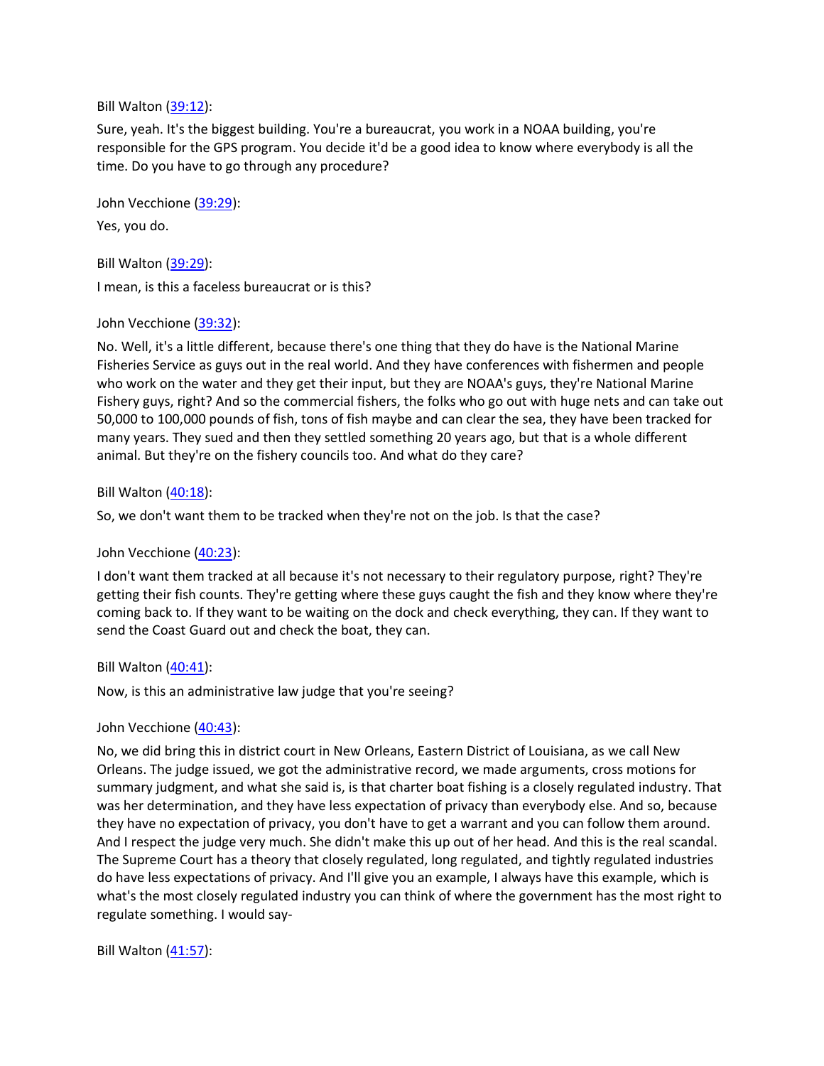Bill Walton ([39:12](#)):

Sure, yeah. It's the biggest building. You're a bureaucrat, you work in a NOAA building, you're responsible for the GPS program. You decide it'd be a good idea to know where everybody is all the time. Do you have to go through any procedure?

John Vecchione ([39:29](#)):

Yes, you do.

Bill Walton ([39:29](#)):

I mean, is this a faceless bureaucrat or is this?

John Vecchione ([39:32](#)):

No. Well, it's a little different, because there's one thing that they do have is the National Marine Fisheries Service as guys out in the real world. And they have conferences with fishermen and people who work on the water and they get their input, but they are NOAA's guys, they're National Marine Fishery guys, right? And so the commercial fishers, the folks who go out with huge nets and can take out 50,000 to 100,000 pounds of fish, tons of fish maybe and can clear the sea, they have been tracked for many years. They sued and then they settled something 20 years ago, but that is a whole different animal. But they're on the fishery councils too. And what do they care?

Bill Walton ([40:18](#)):

So, we don't want them to be tracked when they're not on the job. Is that the case?

John Vecchione ([40:23](#)):

I don't want them tracked at all because it's not necessary to their regulatory purpose, right? They're getting their fish counts. They're getting where these guys caught the fish and they know where they're coming back to. If they want to be waiting on the dock and check everything, they can. If they want to send the Coast Guard out and check the boat, they can.

Bill Walton ([40:41](#)):

Now, is this an administrative law judge that you're seeing?

John Vecchione ([40:43](#)):

No, we did bring this in district court in New Orleans, Eastern District of Louisiana, as we call New Orleans. The judge issued, we got the administrative record, we made arguments, cross motions for summary judgment, and what she said is, is that charter boat fishing is a closely regulated industry. That was her determination, and they have less expectation of privacy than everybody else. And so, because they have no expectation of privacy, you don't have to get a warrant and you can follow them around. And I respect the judge very much. She didn't make this up out of her head. And this is the real scandal. The Supreme Court has a theory that closely regulated, long regulated, and tightly regulated industries do have less expectations of privacy. And I'll give you an example, I always have this example, which is what's the most closely regulated industry you can think of where the government has the most right to regulate something. I would say-

Bill Walton ([41:57](#)):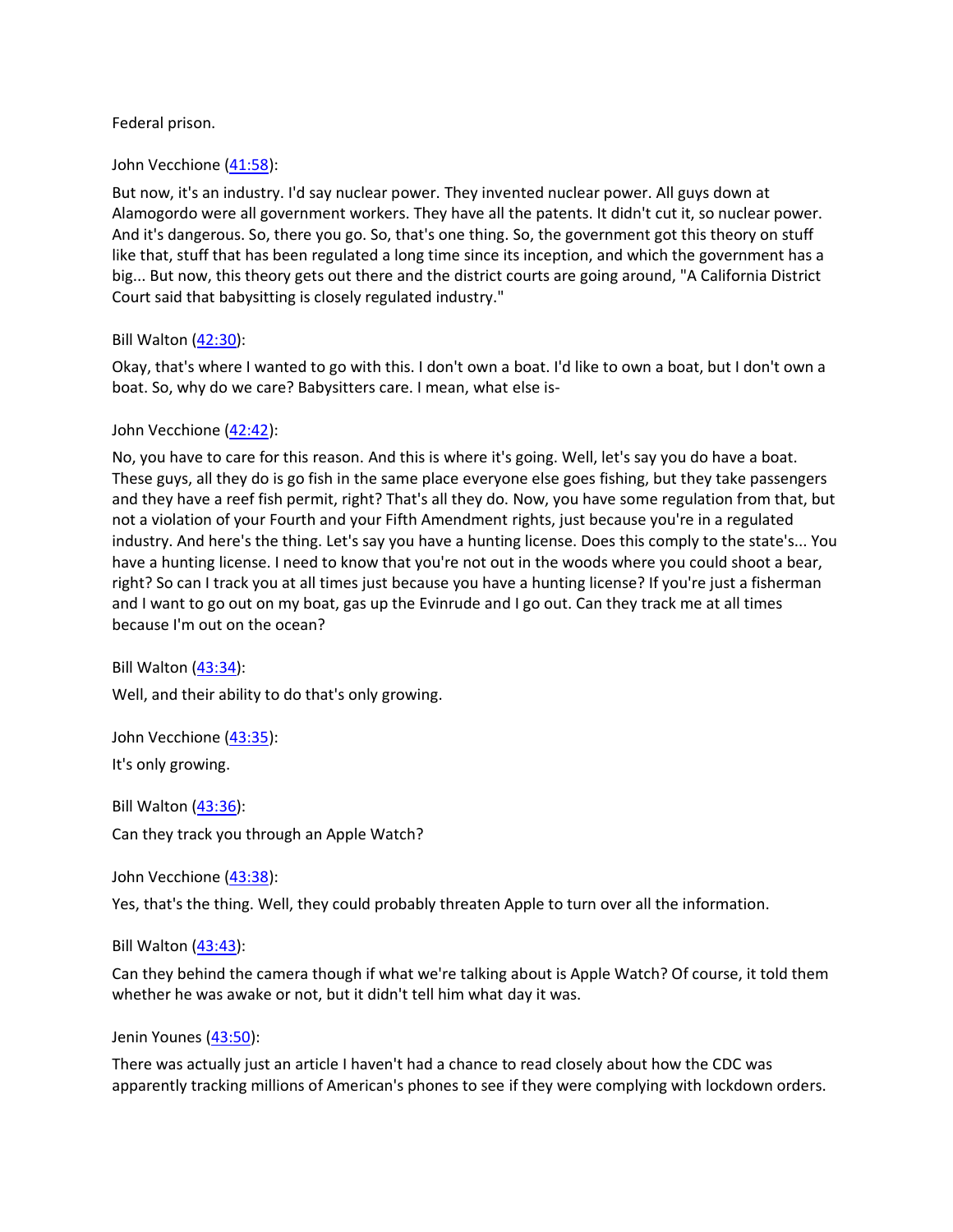Federal prison.

John Vecchione ([41:58](#)):

But now, it's an industry. I'd say nuclear power. They invented nuclear power. All guys down at Alamogordo were all government workers. They have all the patents. It didn't cut it, so nuclear power. And it's dangerous. So, there you go. So, that's one thing. So, the government got this theory on stuff like that, stuff that has been regulated a long time since its inception, and which the government has a big... But now, this theory gets out there and the district courts are going around, "A California District Court said that babysitting is closely regulated industry."

Bill Walton ([42:30](#)):

Okay, that's where I wanted to go with this. I don't own a boat. I'd like to own a boat, but I don't own a boat. So, why do we care? Babysitters care. I mean, what else is-

John Vecchione ([42:42](#)):

No, you have to care for this reason. And this is where it's going. Well, let's say you do have a boat. These guys, all they do is go fish in the same place everyone else goes fishing, but they take passengers and they have a reef fish permit, right? That's all they do. Now, you have some regulation from that, but not a violation of your Fourth and your Fifth Amendment rights, just because you're in a regulated industry. And here's the thing. Let's say you have a hunting license. Does this comply to the state's... You have a hunting license. I need to know that you're not out in the woods where you could shoot a bear, right? So can I track you at all times just because you have a hunting license? If you're just a fisherman and I want to go out on my boat, gas up the Evinrude and I go out. Can they track me at all times because I'm out on the ocean?

Bill Walton ([43:34](#)):

Well, and their ability to do that's only growing.

John Vecchione ([43:35](#)):

It's only growing.

Bill Walton ([43:36](#)):

Can they track you through an Apple Watch?

John Vecchione ([43:38](#)):

Yes, that's the thing. Well, they could probably threaten Apple to turn over all the information.

Bill Walton ([43:43](#)):

Can they behind the camera though if what we're talking about is Apple Watch? Of course, it told them whether he was awake or not, but it didn't tell him what day it was.

Jenin Younes ([43:50](#)):

There was actually just an article I haven't had a chance to read closely about how the CDC was apparently tracking millions of American's phones to see if they were complying with lockdown orders.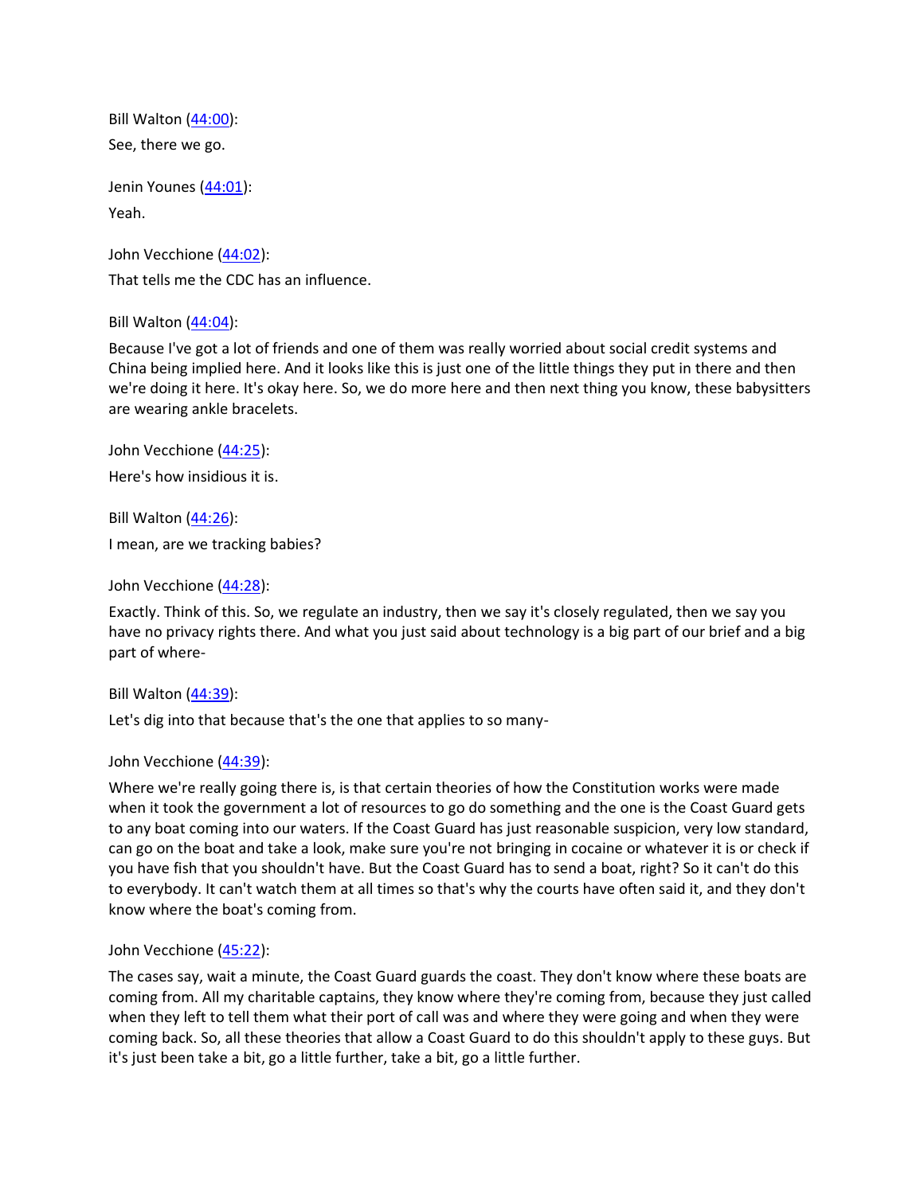Bill Walton (44:00):

See, there we go.

Jenin Younes (44:01):

Yeah.

John Vecchione (44:02):

That tells me the CDC has an influence.

Bill Walton (44:04):

Because I've got a lot of friends and one of them was really worried about social credit systems and China being implied here. And it looks like this is just one of the little things they put in there and then we're doing it here. It's okay here. So, we do more here and then next thing you know, these babysitters are wearing ankle bracelets.

John Vecchione (44:25):

Here's how insidious it is.

Bill Walton (44:26):

I mean, are we tracking babies?

John Vecchione (44:28):

Exactly. Think of this. So, we regulate an industry, then we say it's closely regulated, then we say you have no privacy rights there. And what you just said about technology is a big part of our brief and a big part of where-

Bill Walton (44:39):

Let's dig into that because that's the one that applies to so many-

John Vecchione (44:39):

Where we're really going there is, is that certain theories of how the Constitution works were made when it took the government a lot of resources to go do something and the one is the Coast Guard gets to any boat coming into our waters. If the Coast Guard has just reasonable suspicion, very low standard, can go on the boat and take a look, make sure you're not bringing in cocaine or whatever it is or check if you have fish that you shouldn't have. But the Coast Guard has to send a boat, right? So it can't do this to everybody. It can't watch them at all times so that's why the courts have often said it, and they don't know where the boat's coming from.

John Vecchione (45:22):

The cases say, wait a minute, the Coast Guard guards the coast. They don't know where these boats are coming from. All my charitable captains, they know where they're coming from, because they just called when they left to tell them what their port of call was and where they were going and when they were coming back. So, all these theories that allow a Coast Guard to do this shouldn't apply to these guys. But it's just been take a bit, go a little further, take a bit, go a little further.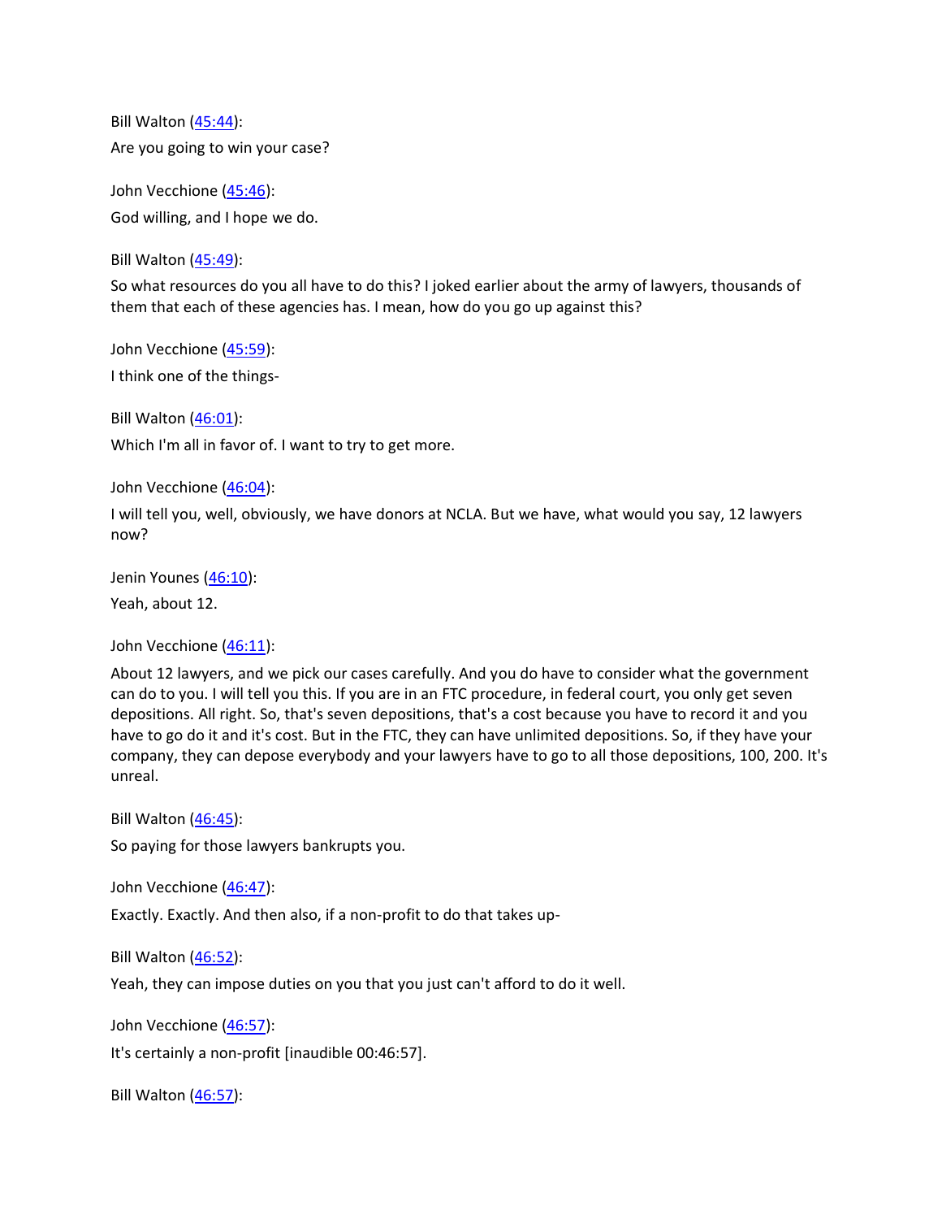Bill Walton (45:44):

Are you going to win your case?

John Vecchione (45:46):

God willing, and I hope we do.

Bill Walton (45:49):

So what resources do you all have to do this? I joked earlier about the army of lawyers, thousands of them that each of these agencies has. I mean, how do you go up against this?

John Vecchione (45:59):

I think one of the things-

Bill Walton (46:01):

Which I'm all in favor of. I want to try to get more.

John Vecchione (46:04):

I will tell you, well, obviously, we have donors at NCLA. But we have, what would you say, 12 lawyers now?

Jenin Younes (46:10):

Yeah, about 12.

John Vecchione (46:11):

About 12 lawyers, and we pick our cases carefully. And you do have to consider what the government can do to you. I will tell you this. If you are in an FTC procedure, in federal court, you only get seven depositions. All right. So, that's seven depositions, that's a cost because you have to record it and you have to go do it and it's cost. But in the FTC, they can have unlimited depositions. So, if they have your company, they can depose everybody and your lawyers have to go to all those depositions, 100, 200. It's unreal.

Bill Walton (46:45):

So paying for those lawyers bankrupts you.

John Vecchione (46:47):

Exactly. Exactly. And then also, if a non-profit to do that takes up-

Bill Walton (46:52):

Yeah, they can impose duties on you that you just can't afford to do it well.

John Vecchione (46:57):

It's certainly a non-profit [inaudible 00:46:57].

Bill Walton (46:57):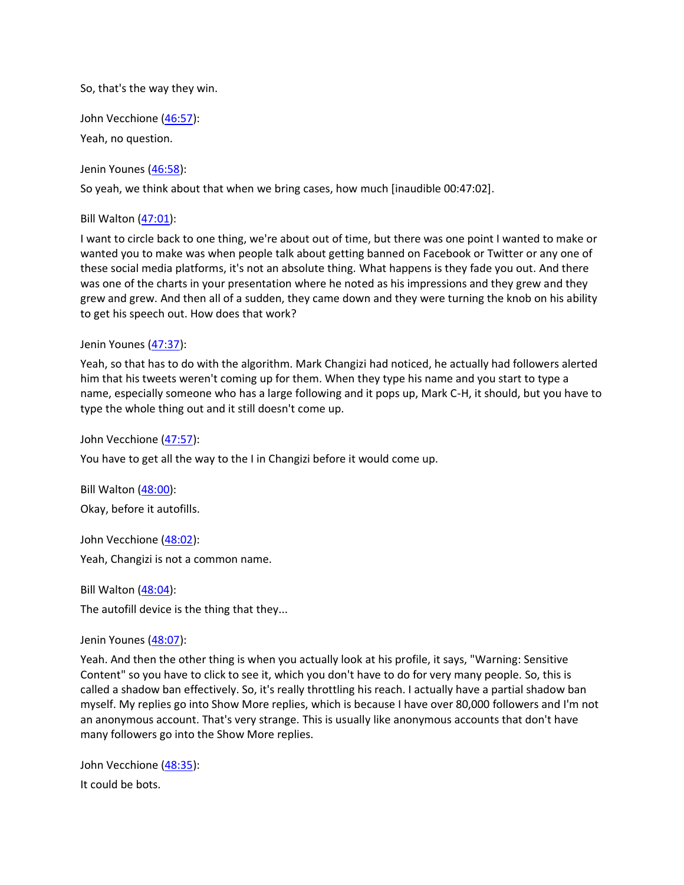So, that's the way they win.

John Vecchione (46:57):

Yeah, no question.

Jenin Younes (46:58):

So yeah, we think about that when we bring cases, how much [inaudible 00:47:02].

Bill Walton (47:01):

I want to circle back to one thing, we're about out of time, but there was one point I wanted to make or wanted you to make was when people talk about getting banned on Facebook or Twitter or any one of these social media platforms, it's not an absolute thing. What happens is they fade you out. And there was one of the charts in your presentation where he noted as his impressions and they grew and they grew and grew. And then all of a sudden, they came down and they were turning the knob on his ability to get his speech out. How does that work?

Jenin Younes (47:37):

Yeah, so that has to do with the algorithm. Mark Changizi had noticed, he actually had followers alerted him that his tweets weren't coming up for them. When they type his name and you start to type a name, especially someone who has a large following and it pops up, Mark C-H, it should, but you have to type the whole thing out and it still doesn't come up.

John Vecchione (47:57):

You have to get all the way to the I in Changizi before it would come up.

Bill Walton (48:00):

Okay, before it autofills.

John Vecchione (48:02):

Yeah, Changizi is not a common name.

Bill Walton (48:04):

The autofill device is the thing that they...

Jenin Younes (48:07):

Yeah. And then the other thing is when you actually look at his profile, it says, "Warning: Sensitive Content" so you have to click to see it, which you don't have to do for very many people. So, this is called a shadow ban effectively. So, it's really throttling his reach. I actually have a partial shadow ban myself. My replies go into Show More replies, which is because I have over 80,000 followers and I'm not an anonymous account. That's very strange. This is usually like anonymous accounts that don't have many followers go into the Show More replies.

John Vecchione (48:35):

It could be bots.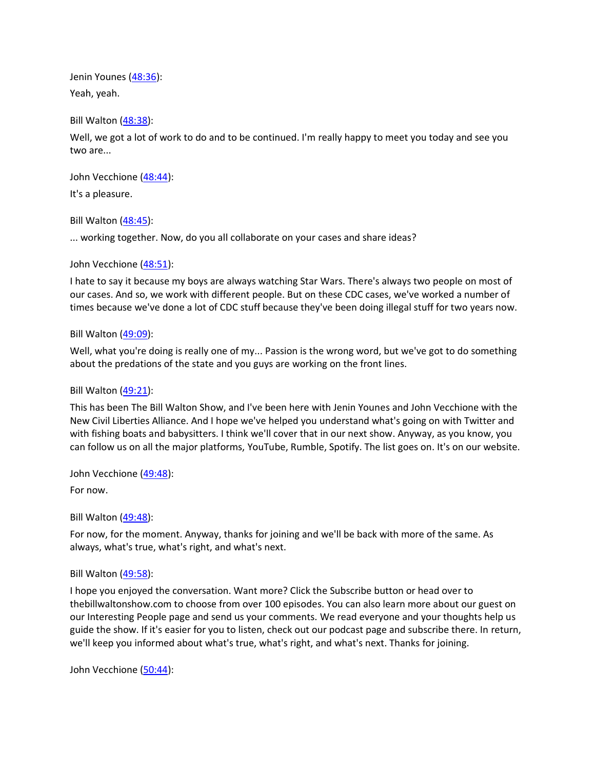Jenin Younes ([48:36](#)):

Yeah, yeah.

Bill Walton ([48:38](#)):

Well, we got a lot of work to do and to be continued. I'm really happy to meet you today and see you two are...

John Vecchione ([48:44](#)):

It's a pleasure.

Bill Walton ([48:45](#)):

... working together. Now, do you all collaborate on your cases and share ideas?

John Vecchione ([48:51](#)):

I hate to say it because my boys are always watching Star Wars. There's always two people on most of our cases. And so, we work with different people. But on these CDC cases, we've worked a number of times because we've done a lot of CDC stuff because they've been doing illegal stuff for two years now.

Bill Walton ([49:09](#)):

Well, what you're doing is really one of my... Passion is the wrong word, but we've got to do something about the predations of the state and you guys are working on the front lines.

Bill Walton ([49:21](#)):

This has been The Bill Walton Show, and I've been here with Jenin Younes and John Vecchione with the New Civil Liberties Alliance. And I hope we've helped you understand what's going on with Twitter and with fishing boats and babysitters. I think we'll cover that in our next show. Anyway, as you know, you can follow us on all the major platforms, YouTube, Rumble, Spotify. The list goes on. It's on our website.

John Vecchione ([49:48](#)):

For now.

Bill Walton ([49:48](#)):

For now, for the moment. Anyway, thanks for joining and we'll be back with more of the same. As always, what's true, what's right, and what's next.

Bill Walton ([49:58](#)):

I hope you enjoyed the conversation. Want more? Click the Subscribe button or head over to thebillwaltonshow.com to choose from over 100 episodes. You can also learn more about our guest on our Interesting People page and send us your comments. We read everyone and your thoughts help us guide the show. If it's easier for you to listen, check out our podcast page and subscribe there. In return, we'll keep you informed about what's true, what's right, and what's next. Thanks for joining.

John Vecchione ([50:44](#)):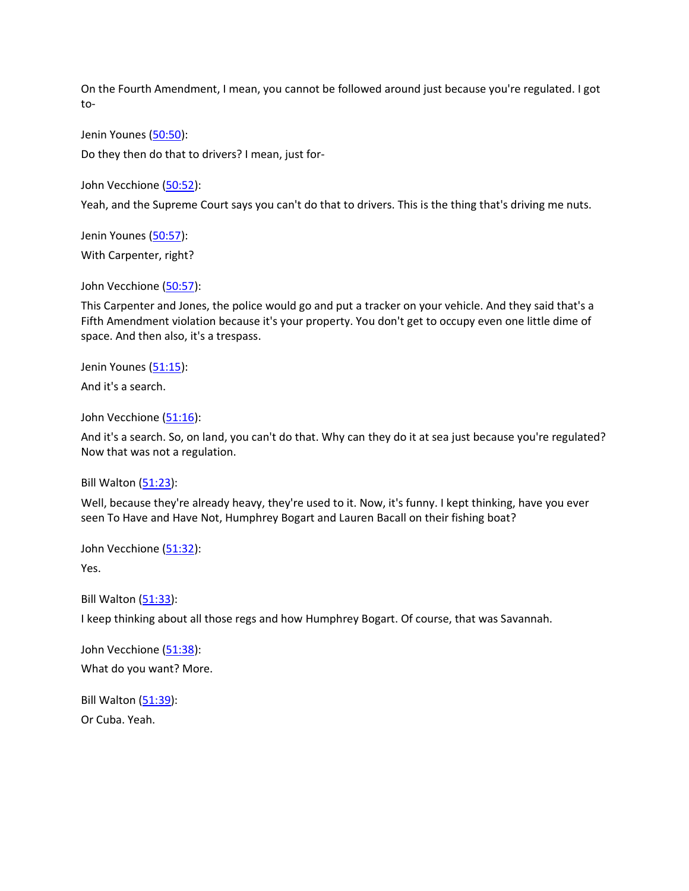On the Fourth Amendment, I mean, you cannot be followed around just because you're regulated. I got to-

Jenin Younes ([50:50](#)):

Do they then do that to drivers? I mean, just for-

John Vecchione ([50:52](#)):

Yeah, and the Supreme Court says you can't do that to drivers. This is the thing that's driving me nuts.

Jenin Younes ([50:57](#)):

With Carpenter, right?

John Vecchione ([50:57](#)):

This Carpenter and Jones, the police would go and put a tracker on your vehicle. And they said that's a Fifth Amendment violation because it's your property. You don't get to occupy even one little dime of space. And then also, it's a trespass.

Jenin Younes ([51:15](#)):

And it's a search.

John Vecchione ([51:16](#)):

And it's a search. So, on land, you can't do that. Why can they do it at sea just because you're regulated? Now that was not a regulation.

Bill Walton ([51:23](#)):

Well, because they're already heavy, they're used to it. Now, it's funny. I kept thinking, have you ever seen To Have and Have Not, Humphrey Bogart and Lauren Bacall on their fishing boat?

John Vecchione ([51:32](#)):

Yes.

Bill Walton ([51:33](#)):

I keep thinking about all those regs and how Humphrey Bogart. Of course, that was Savannah.

John Vecchione ([51:38](#)):

What do you want? More.

Bill Walton ([51:39](#)):

Or Cuba. Yeah.